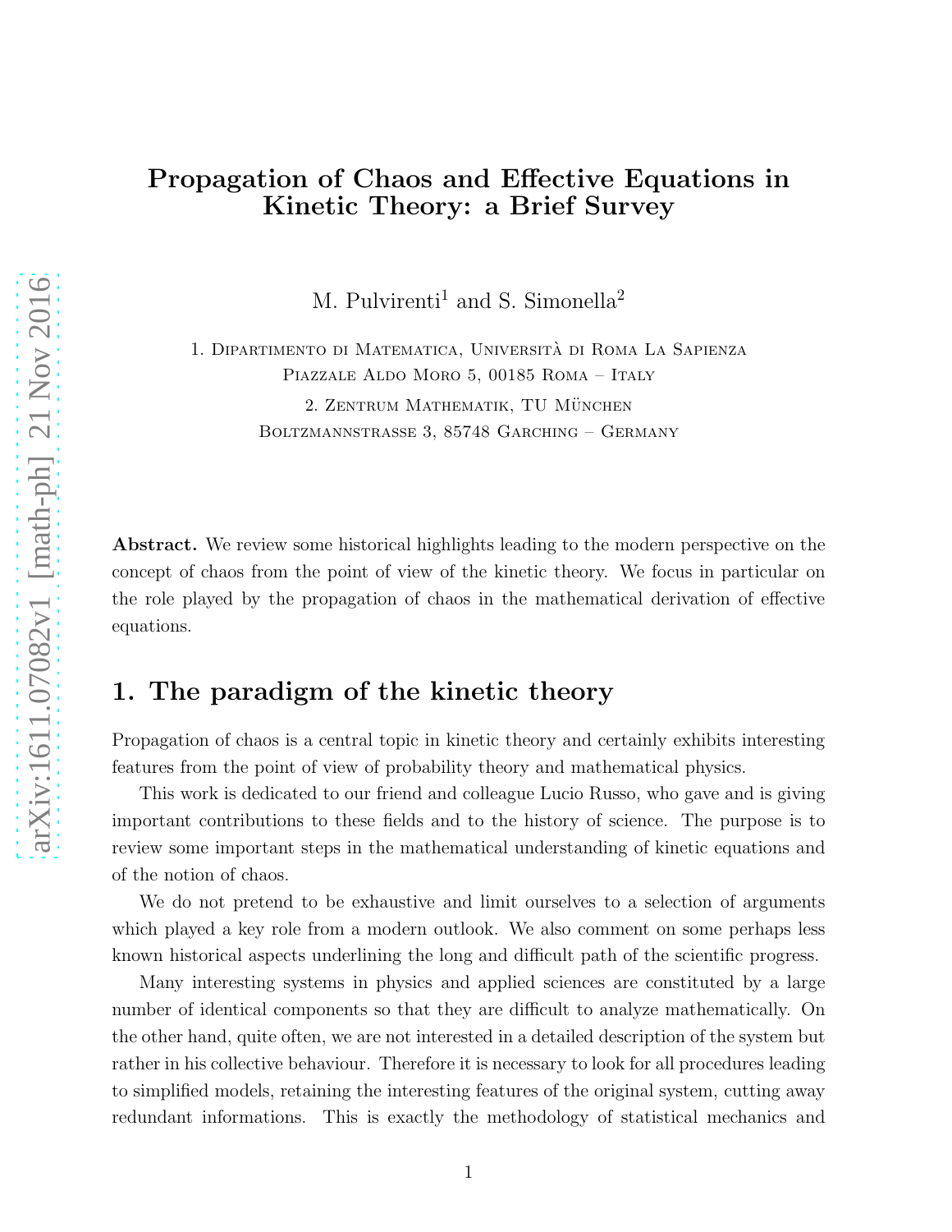# Propagation of Chaos and Effective Equations in Kinetic Theory: a Brief Survey

M. Pulvirenti[1] and S. Simonella[2]

1. Dipartimento di Matematica, Università di Roma La Sapienza
Piazzale Aldo Moro 5, 00185 Roma – Italy

2. Zentrum Mathematik, TU München
Boltzmannstrasse 3, 85748 Garching – Germany

**Abstract.** We review some historical highlights leading to the modern perspective on the concept of chaos from the point of view of the kinetic theory. We focus in particular on the role played by the propagation of chaos in the mathematical derivation of effective equations.

## 1. The paradigm of the kinetic theory

Propagation of chaos is a central topic in kinetic theory and certainly exhibits interesting features from the point of view of probability theory and mathematical physics.

This work is dedicated to our friend and colleague Lucio Russo, who gave and is giving important contributions to these fields and to the history of science. The purpose is to review some important steps in the mathematical understanding of kinetic equations and of the notion of chaos.

We do not pretend to be exhaustive and limit ourselves to a selection of arguments which played a key role from a modern outlook. We also comment on some perhaps less known historical aspects underlining the long and difficult path of the scientific progress.

Many interesting systems in physics and applied sciences are constituted by a large number of identical components so that they are difficult to analyze mathematically. On the other hand, quite often, we are not interested in a detailed description of the system but rather in his collective behaviour. Therefore it is necessary to look for all procedures leading to simplified models, retaining the interesting features of the original system, cutting away redundant informations. This is exactly the methodology of statistical mechanics and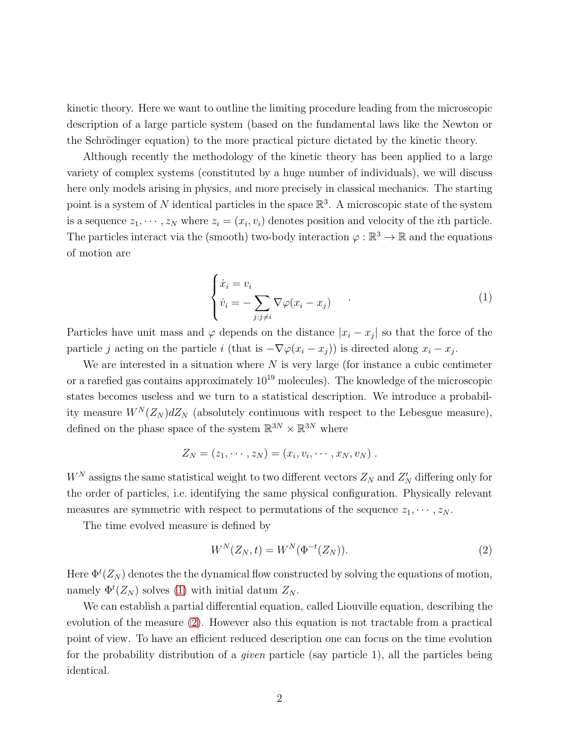kinetic theory. Here we want to outline the limiting procedure leading from the microscopic description of a large particle system (based on the fundamental laws like the Newton or the Schrödinger equation) to the more practical picture dictated by the kinetic theory.

Although recently the methodology of the kinetic theory has been applied to a large variety of complex systems (constituted by a huge number of individuals), we will discuss here only models arising in physics, and more precisely in classical mechanics. The starting point is a system of $N$ identical particles in the space $\mathbb{R}^3$. A microscopic state of the system is a sequence $z_1, \cdots, z_N$ where $z_i = (x_i, v_i)$ denotes position and velocity of the $i$th particle. The particles interact via the (smooth) two-body interaction $\varphi : \mathbb{R}^3 \to \mathbb{R}$ and the equations of motion are

$$\begin{cases} \dot{x}_i = v_i \\ \dot{v}_i = -\displaystyle\sum_{j:j\neq i} \nabla\varphi(x_i - x_j) \end{cases} . \tag{1}$$

Particles have unit mass and $\varphi$ depends on the distance $|x_i - x_j|$ so that the force of the particle $j$ acting on the particle $i$ (that is $-\nabla\varphi(x_i - x_j)$) is directed along $x_i - x_j$.

We are interested in a situation where $N$ is very large (for instance a cubic centimeter or a rarefied gas contains approximately $10^{19}$ molecules). The knowledge of the microscopic states becomes useless and we turn to a statistical description. We introduce a probability measure $W^N(Z_N)dZ_N$ (absolutely continuous with respect to the Lebesgue measure), defined on the phase space of the system $\mathbb{R}^{3N} \times \mathbb{R}^{3N}$ where

$$Z_N = (z_1, \cdots, z_N) = (x_i, v_i, \cdots, x_N, v_N) .$$

$W^N$ assigns the same statistical weight to two different vectors $Z_N$ and $Z'_N$ differing only for the order of particles, i.e. identifying the same physical configuration. Physically relevant measures are symmetric with respect to permutations of the sequence $z_1, \cdots, z_N$.

The time evolved measure is defined by

$$W^N(Z_N, t) = W^N(\Phi^{-t}(Z_N)). \tag{2}$$

Here $\Phi^t(Z_N)$ denotes the the dynamical flow constructed by solving the equations of motion, namely $\Phi^t(Z_N)$ solves (1) with initial datum $Z_N$.

We can establish a partial differential equation, called Liouville equation, describing the evolution of the measure (2). However also this equation is not tractable from a practical point of view. To have an efficient reduced description one can focus on the time evolution for the probability distribution of a *given* particle (say particle 1), all the particles being identical.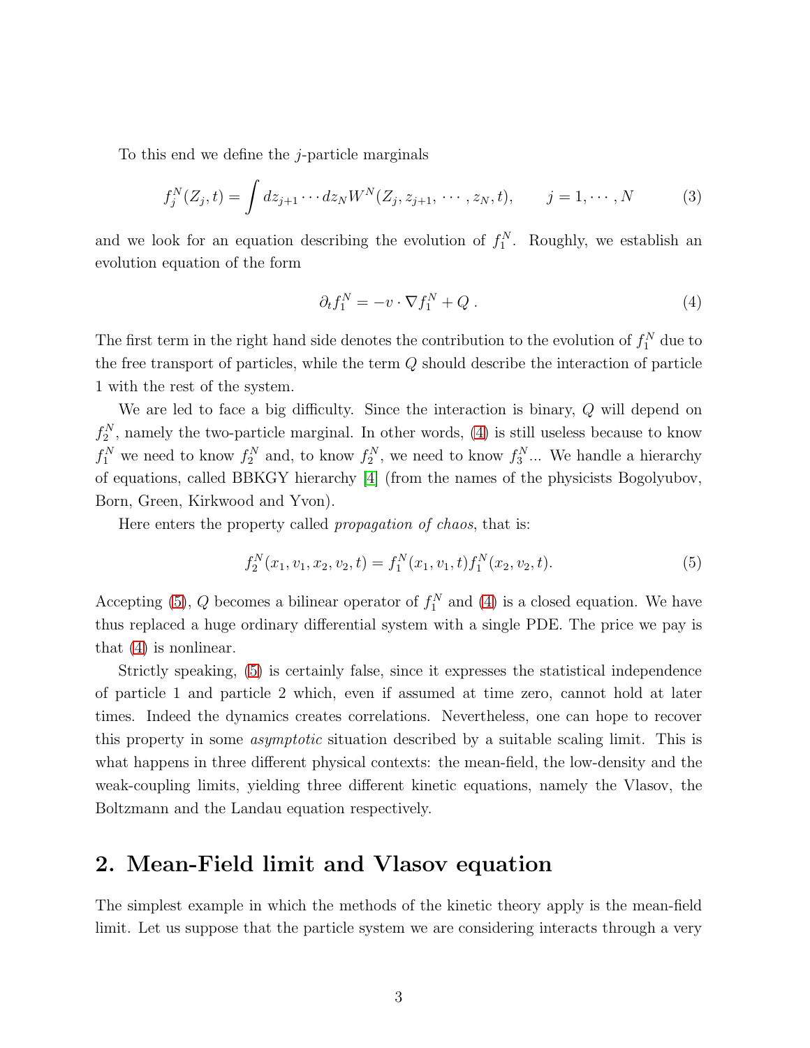To this end we define the $j$-particle marginals

$$f_j^N(Z_j,t) = \int dz_{j+1} \cdots dz_N W^N(Z_j, z_{j+1}, \cdots, z_N, t), \qquad j = 1, \cdots, N \tag{3}$$

and we look for an equation describing the evolution of $f_1^N$. Roughly, we establish an evolution equation of the form

$$\partial_t f_1^N = -v \cdot \nabla f_1^N + Q \,. \tag{4}$$

The first term in the right hand side denotes the contribution to the evolution of $f_1^N$ due to the free transport of particles, while the term $Q$ should describe the interaction of particle 1 with the rest of the system.

We are led to face a big difficulty. Since the interaction is binary, $Q$ will depend on $f_2^N$, namely the two-particle marginal. In other words, (4) is still useless because to know $f_1^N$ we need to know $f_2^N$ and, to know $f_2^N$, we need to know $f_3^N$... We handle a hierarchy of equations, called BBKGY hierarchy [4] (from the names of the physicists Bogolyubov, Born, Green, Kirkwood and Yvon).

Here enters the property called *propagation of chaos*, that is:

$$f_2^N(x_1, v_1, x_2, v_2, t) = f_1^N(x_1, v_1, t) f_1^N(x_2, v_2, t). \tag{5}$$

Accepting (5), $Q$ becomes a bilinear operator of $f_1^N$ and (4) is a closed equation. We have thus replaced a huge ordinary differential system with a single PDE. The price we pay is that (4) is nonlinear.

Strictly speaking, (5) is certainly false, since it expresses the statistical independence of particle 1 and particle 2 which, even if assumed at time zero, cannot hold at later times. Indeed the dynamics creates correlations. Nevertheless, one can hope to recover this property in some *asymptotic* situation described by a suitable scaling limit. This is what happens in three different physical contexts: the mean-field, the low-density and the weak-coupling limits, yielding three different kinetic equations, namely the Vlasov, the Boltzmann and the Landau equation respectively.

## 2. Mean-Field limit and Vlasov equation

The simplest example in which the methods of the kinetic theory apply is the mean-field limit. Let us suppose that the particle system we are considering interacts through a very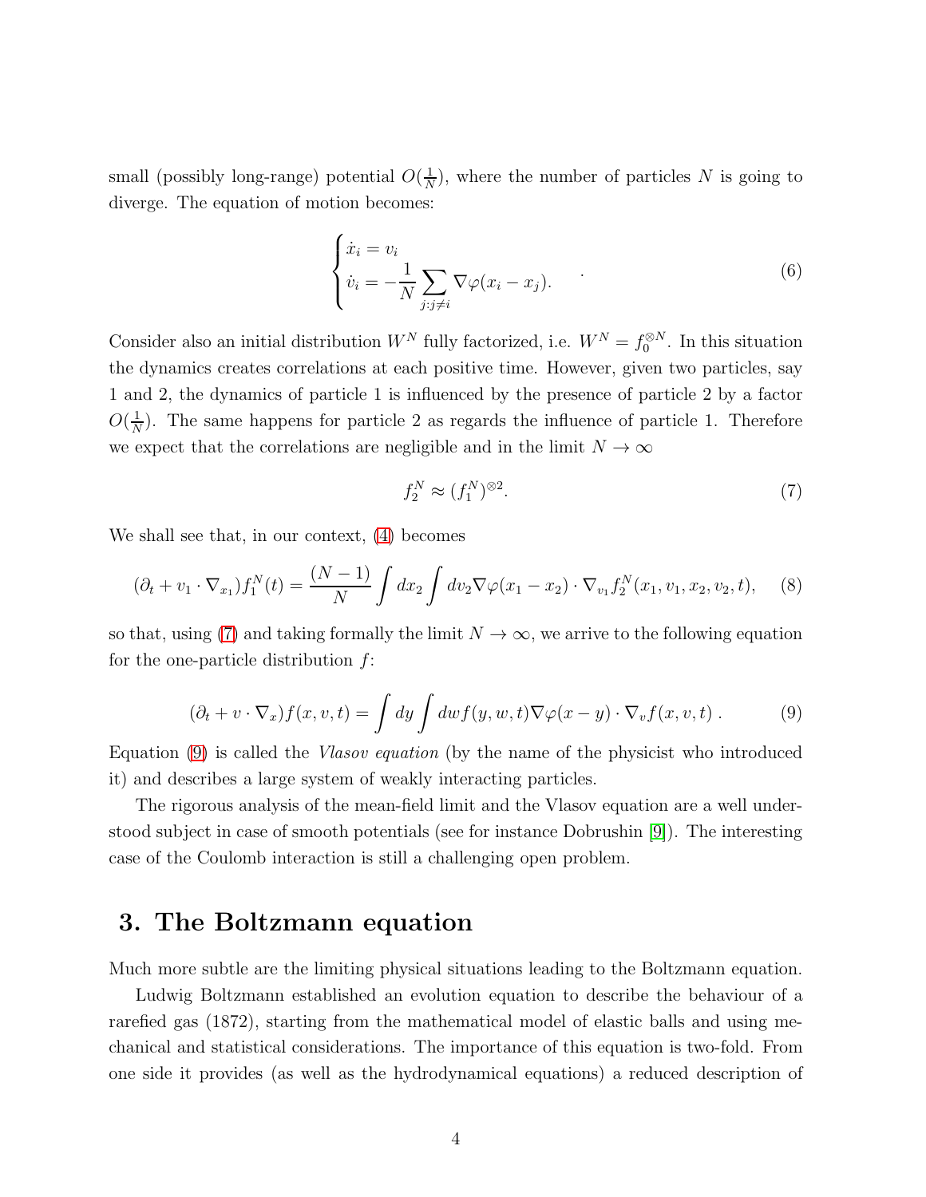small (possibly long-range) potential $O(\frac{1}{N})$, where the number of particles $N$ is going to diverge. The equation of motion becomes:

$$
\begin{cases} \dot{x}_i = v_i \\ \dot{v}_i = -\dfrac{1}{N} \displaystyle\sum_{j:j\neq i} \nabla\varphi(x_i - x_j). \end{cases} \tag{6}
$$

Consider also an initial distribution $W^N$ fully factorized, i.e. $W^N = f_0^{\otimes N}$. In this situation the dynamics creates correlations at each positive time. However, given two particles, say 1 and 2, the dynamics of particle 1 is influenced by the presence of particle 2 by a factor $O(\frac{1}{N})$. The same happens for particle 2 as regards the influence of particle 1. Therefore we expect that the correlations are negligible and in the limit $N \to \infty$

$$
f_2^N \approx (f_1^N)^{\otimes 2}. \tag{7}
$$

We shall see that, in our context, (4) becomes

$$
(\partial_t + v_1 \cdot \nabla_{x_1}) f_1^N(t) = \frac{(N-1)}{N} \int dx_2 \int dv_2 \nabla\varphi(x_1 - x_2) \cdot \nabla_{v_1} f_2^N(x_1, v_1, x_2, v_2, t), \tag{8}
$$

so that, using (7) and taking formally the limit $N \to \infty$, we arrive to the following equation for the one-particle distribution $f$:

$$
(\partial_t + v \cdot \nabla_x) f(x, v, t) = \int dy \int dw f(y, w, t) \nabla\varphi(x - y) \cdot \nabla_v f(x, v, t)\ . \tag{9}
$$

Equation (9) is called the *Vlasov equation* (by the name of the physicist who introduced it) and describes a large system of weakly interacting particles.

The rigorous analysis of the mean-field limit and the Vlasov equation are a well understood subject in case of smooth potentials (see for instance Dobrushin [9]). The interesting case of the Coulomb interaction is still a challenging open problem.

## 3. The Boltzmann equation

Much more subtle are the limiting physical situations leading to the Boltzmann equation.

Ludwig Boltzmann established an evolution equation to describe the behaviour of a rarefied gas (1872), starting from the mathematical model of elastic balls and using mechanical and statistical considerations. The importance of this equation is two-fold. From one side it provides (as well as the hydrodynamical equations) a reduced description of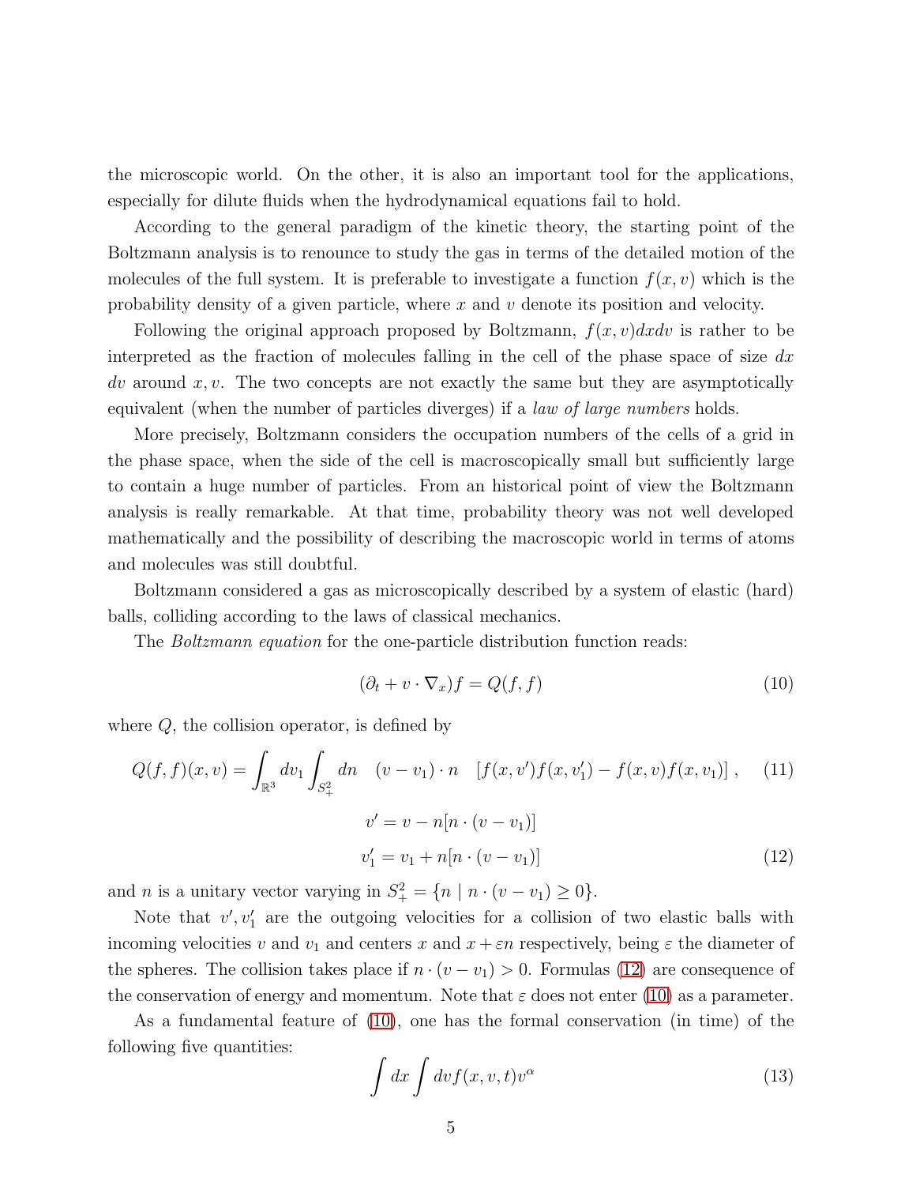the microscopic world. On the other, it is also an important tool for the applications, especially for dilute fluids when the hydrodynamical equations fail to hold.

According to the general paradigm of the kinetic theory, the starting point of the Boltzmann analysis is to renounce to study the gas in terms of the detailed motion of the molecules of the full system. It is preferable to investigate a function $f(x, v)$ which is the probability density of a given particle, where $x$ and $v$ denote its position and velocity.

Following the original approach proposed by Boltzmann, $f(x, v)dxdv$ is rather to be interpreted as the fraction of molecules falling in the cell of the phase space of size $dx$ $dv$ around $x, v$. The two concepts are not exactly the same but they are asymptotically equivalent (when the number of particles diverges) if a *law of large numbers* holds.

More precisely, Boltzmann considers the occupation numbers of the cells of a grid in the phase space, when the side of the cell is macroscopically small but sufficiently large to contain a huge number of particles. From an historical point of view the Boltzmann analysis is really remarkable. At that time, probability theory was not well developed mathematically and the possibility of describing the macroscopic world in terms of atoms and molecules was still doubtful.

Boltzmann considered a gas as microscopically described by a system of elastic (hard) balls, colliding according to the laws of classical mechanics.

The *Boltzmann equation* for the one-particle distribution function reads:

$$(\partial_t + v \cdot \nabla_x) f = Q(f, f) \tag{10}$$

where $Q$, the collision operator, is defined by

$$Q(f, f)(x, v) = \int_{\mathbb{R}^3} dv_1 \int_{S^2_+} dn \quad (v - v_1) \cdot n \quad [f(x, v')f(x, v'_1) - f(x, v)f(x, v_1)] \,, \tag{11}$$

$$\begin{aligned} v' &= v - n[n \cdot (v - v_1)] \\ v'_1 &= v_1 + n[n \cdot (v - v_1)] \end{aligned} \tag{12}$$

and $n$ is a unitary vector varying in $S^2_+ = \{n \mid n \cdot (v - v_1) \geq 0\}$.

Note that $v', v'_1$ are the outgoing velocities for a collision of two elastic balls with incoming velocities $v$ and $v_1$ and centers $x$ and $x + \varepsilon n$ respectively, being $\varepsilon$ the diameter of the spheres. The collision takes place if $n \cdot (v - v_1) > 0$. Formulas (12) are consequence of the conservation of energy and momentum. Note that $\varepsilon$ does not enter (10) as a parameter.

As a fundamental feature of (10), one has the formal conservation (in time) of the following five quantities:

$$\int dx \int dv f(x, v, t) v^\alpha \tag{13}$$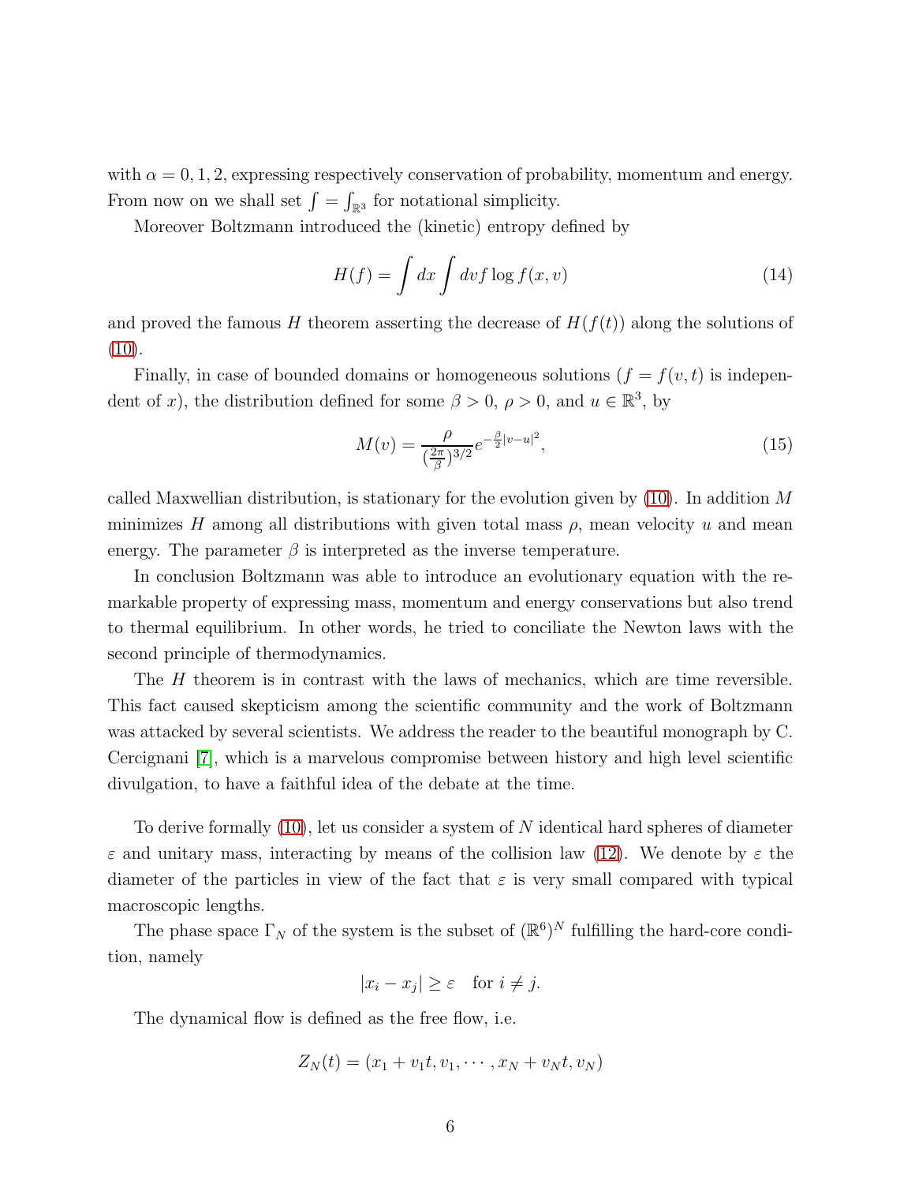with $\alpha = 0, 1, 2$, expressing respectively conservation of probability, momentum and energy. From now on we shall set $\int = \int_{\mathbb{R}^3}$ for notational simplicity.

Moreover Boltzmann introduced the (kinetic) entropy defined by

$$H(f) = \int dx \int dv f \log f(x, v) \tag{14}$$

and proved the famous $H$ theorem asserting the decrease of $H(f(t))$ along the solutions of (10).

Finally, in case of bounded domains or homogeneous solutions ($f = f(v, t)$ is independent of $x$), the distribution defined for some $\beta > 0$, $\rho > 0$, and $u \in \mathbb{R}^3$, by

$$M(v) = \frac{\rho}{(\frac{2\pi}{\beta})^{3/2}} e^{-\frac{\beta}{2}|v-u|^2}, \tag{15}$$

called Maxwellian distribution, is stationary for the evolution given by (10). In addition $M$ minimizes $H$ among all distributions with given total mass $\rho$, mean velocity $u$ and mean energy. The parameter $\beta$ is interpreted as the inverse temperature.

In conclusion Boltzmann was able to introduce an evolutionary equation with the remarkable property of expressing mass, momentum and energy conservations but also trend to thermal equilibrium. In other words, he tried to conciliate the Newton laws with the second principle of thermodynamics.

The $H$ theorem is in contrast with the laws of mechanics, which are time reversible. This fact caused skepticism among the scientific community and the work of Boltzmann was attacked by several scientists. We address the reader to the beautiful monograph by C. Cercignani [7], which is a marvelous compromise between history and high level scientific divulgation, to have a faithful idea of the debate at the time.

To derive formally (10), let us consider a system of $N$ identical hard spheres of diameter $\varepsilon$ and unitary mass, interacting by means of the collision law (12). We denote by $\varepsilon$ the diameter of the particles in view of the fact that $\varepsilon$ is very small compared with typical macroscopic lengths.

The phase space $\Gamma_N$ of the system is the subset of $(\mathbb{R}^6)^N$ fulfilling the hard-core condition, namely

$$|x_i - x_j| \geq \varepsilon \quad \text{for } i \neq j.$$

The dynamical flow is defined as the free flow, i.e.

$$Z_N(t) = (x_1 + v_1 t, v_1, \cdots, x_N + v_N t, v_N)$$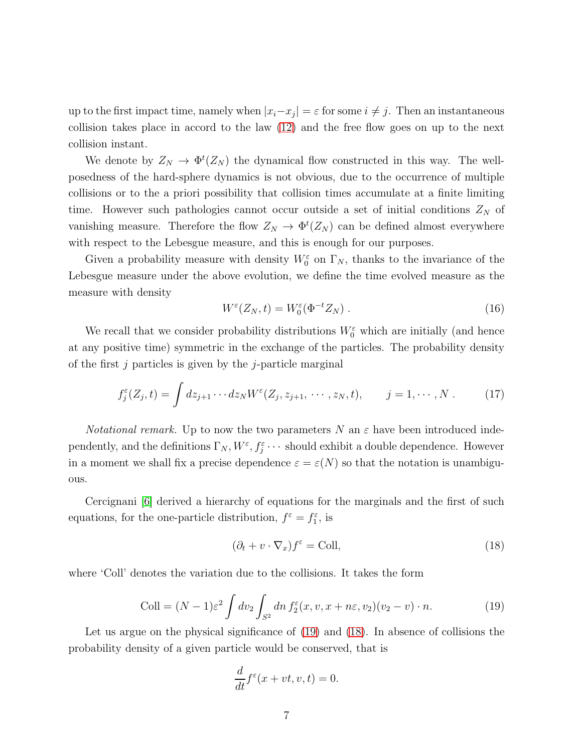up to the first impact time, namely when $|x_i - x_j| = \varepsilon$ for some $i \neq j$. Then an instantaneous collision takes place in accord to the law (12) and the free flow goes on up to the next collision instant.

We denote by $Z_N \to \Phi^t(Z_N)$ the dynamical flow constructed in this way. The well-posedness of the hard-sphere dynamics is not obvious, due to the occurrence of multiple collisions or to the a priori possibility that collision times accumulate at a finite limiting time. However such pathologies cannot occur outside a set of initial conditions $Z_N$ of vanishing measure. Therefore the flow $Z_N \to \Phi^t(Z_N)$ can be defined almost everywhere with respect to the Lebesgue measure, and this is enough for our purposes.

Given a probability measure with density $W_0^\varepsilon$ on $\Gamma_N$, thanks to the invariance of the Lebesgue measure under the above evolution, we define the time evolved measure as the measure with density

$$
W^\varepsilon(Z_N, t) = W_0^\varepsilon(\Phi^{-t} Z_N) \ . \tag{16}
$$

We recall that we consider probability distributions $W_0^\varepsilon$ which are initially (and hence at any positive time) symmetric in the exchange of the particles. The probability density of the first $j$ particles is given by the $j$-particle marginal

$$
f_j^\varepsilon(Z_j, t) = \int dz_{j+1} \cdots dz_N W^\varepsilon(Z_j, z_{j+1}, \cdots, z_N, t), \qquad j = 1, \cdots, N \ . \tag{17}
$$

*Notational remark.* Up to now the two parameters $N$ an $\varepsilon$ have been introduced independently, and the definitions $\Gamma_N, W^\varepsilon, f_j^\varepsilon \cdots$ should exhibit a double dependence. However in a moment we shall fix a precise dependence $\varepsilon = \varepsilon(N)$ so that the notation is unambiguous.

Cercignani [6] derived a hierarchy of equations for the marginals and the first of such equations, for the one-particle distribution, $f^\varepsilon = f_1^\varepsilon$, is

$$
(\partial_t + v \cdot \nabla_x) f^\varepsilon = \text{Coll}, \tag{18}
$$

where 'Coll' denotes the variation due to the collisions. It takes the form

$$
\text{Coll} = (N-1)\varepsilon^2 \int dv_2 \int_{S^2} dn \, f_2^\varepsilon(x, v, x + n\varepsilon, v_2)(v_2 - v) \cdot n. \tag{19}
$$

Let us argue on the physical significance of (19) and (18). In absence of collisions the probability density of a given particle would be conserved, that is

$$
\frac{d}{dt} f^\varepsilon(x + vt, v, t) = 0.
$$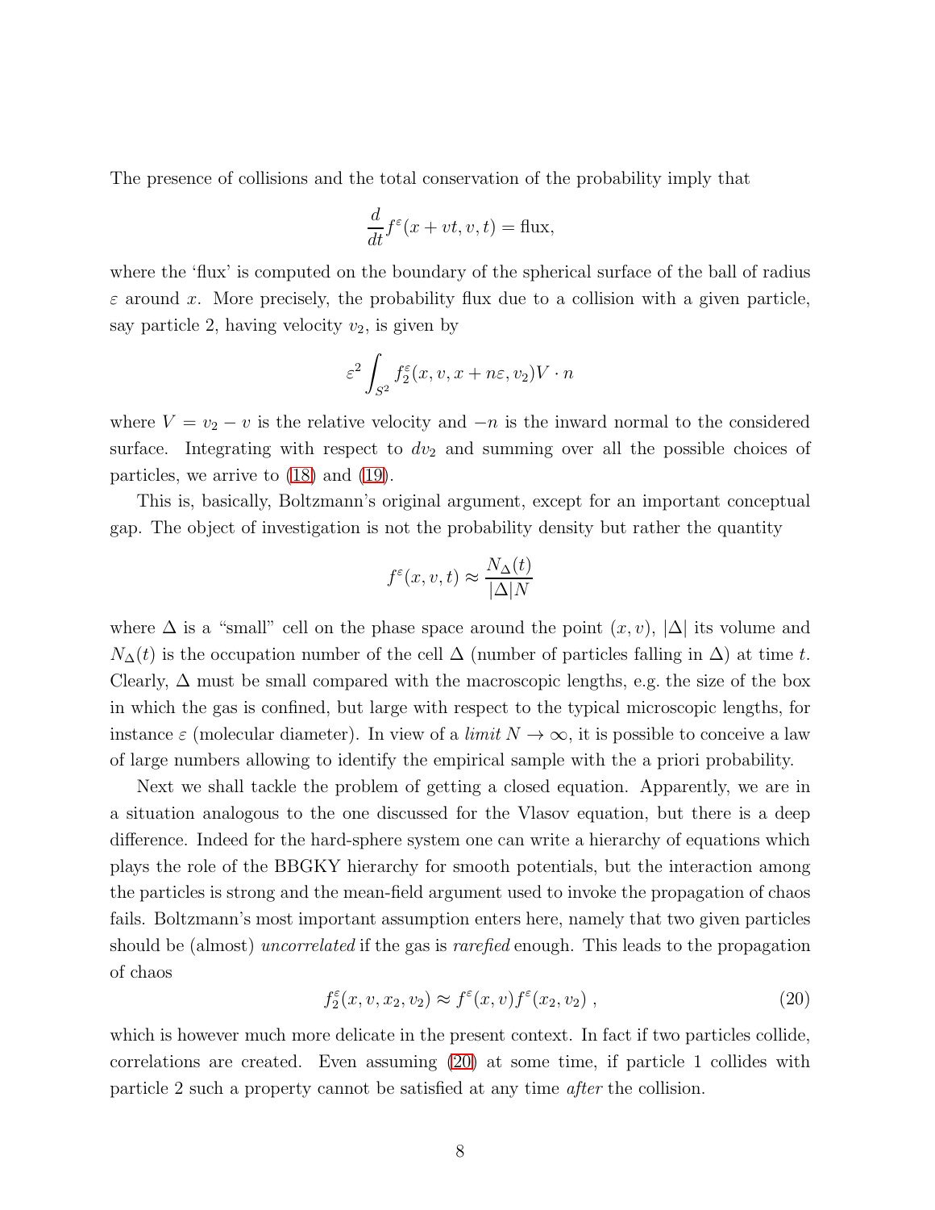The presence of collisions and the total conservation of the probability imply that

$$\frac{d}{dt} f^{\varepsilon}(x + vt, v, t) = \text{flux},$$

where the 'flux' is computed on the boundary of the spherical surface of the ball of radius $\varepsilon$ around $x$. More precisely, the probability flux due to a collision with a given particle, say particle 2, having velocity $v_2$, is given by

$$\varepsilon^2 \int_{S^2} f_2^{\varepsilon}(x, v, x + n\varepsilon, v_2) V \cdot n$$

where $V = v_2 - v$ is the relative velocity and $-n$ is the inward normal to the considered surface. Integrating with respect to $dv_2$ and summing over all the possible choices of particles, we arrive to (18) and (19).

This is, basically, Boltzmann's original argument, except for an important conceptual gap. The object of investigation is not the probability density but rather the quantity

$$f^{\varepsilon}(x, v, t) \approx \frac{N_{\Delta}(t)}{|\Delta| N}$$

where $\Delta$ is a "small" cell on the phase space around the point $(x, v)$, $|\Delta|$ its volume and $N_{\Delta}(t)$ is the occupation number of the cell $\Delta$ (number of particles falling in $\Delta$) at time $t$. Clearly, $\Delta$ must be small compared with the macroscopic lengths, e.g. the size of the box in which the gas is confined, but large with respect to the typical microscopic lengths, for instance $\varepsilon$ (molecular diameter). In view of a *limit* $N \to \infty$, it is possible to conceive a law of large numbers allowing to identify the empirical sample with the a priori probability.

Next we shall tackle the problem of getting a closed equation. Apparently, we are in a situation analogous to the one discussed for the Vlasov equation, but there is a deep difference. Indeed for the hard-sphere system one can write a hierarchy of equations which plays the role of the BBGKY hierarchy for smooth potentials, but the interaction among the particles is strong and the mean-field argument used to invoke the propagation of chaos fails. Boltzmann's most important assumption enters here, namely that two given particles should be (almost) *uncorrelated* if the gas is *rarefied* enough. This leads to the propagation of chaos

$$f_2^{\varepsilon}(x, v, x_2, v_2) \approx f^{\varepsilon}(x, v) f^{\varepsilon}(x_2, v_2) \,, \tag{20}$$

which is however much more delicate in the present context. In fact if two particles collide, correlations are created. Even assuming (20) at some time, if particle 1 collides with particle 2 such a property cannot be satisfied at any time *after* the collision.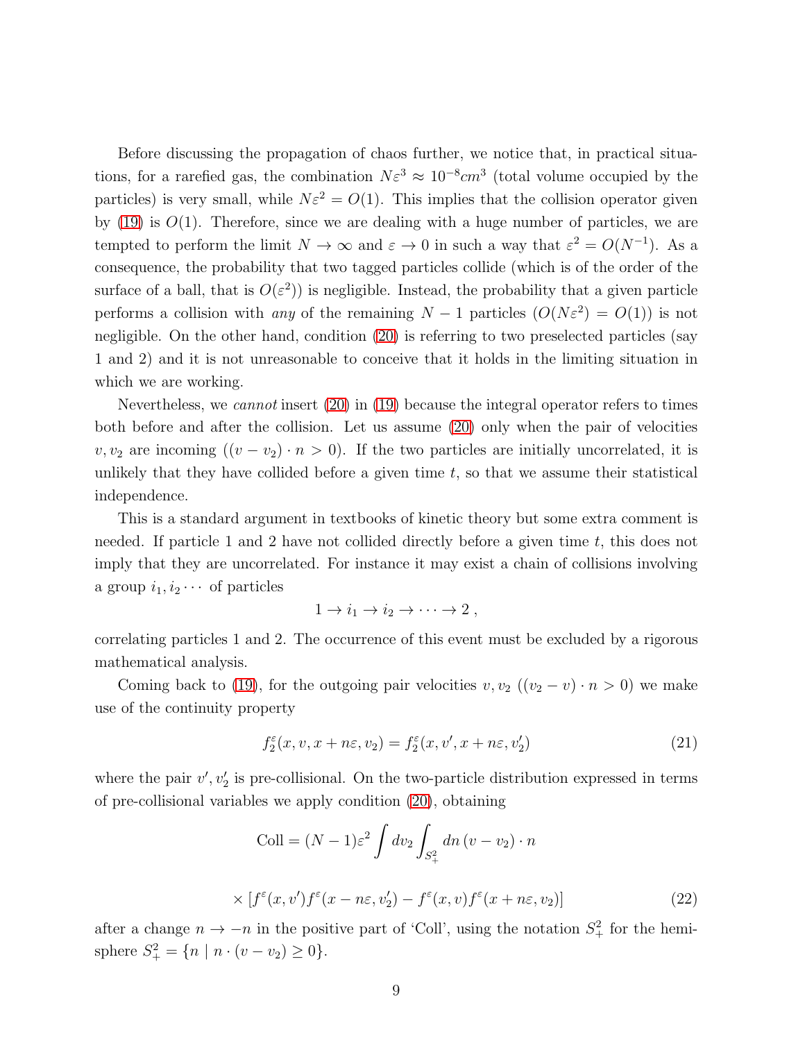Before discussing the propagation of chaos further, we notice that, in practical situations, for a rarefied gas, the combination $N\varepsilon^3 \approx 10^{-8} cm^3$ (total volume occupied by the particles) is very small, while $N\varepsilon^2 = O(1)$. This implies that the collision operator given by (19) is $O(1)$. Therefore, since we are dealing with a huge number of particles, we are tempted to perform the limit $N \to \infty$ and $\varepsilon \to 0$ in such a way that $\varepsilon^2 = O(N^{-1})$. As a consequence, the probability that two tagged particles collide (which is of the order of the surface of a ball, that is $O(\varepsilon^2)$) is negligible. Instead, the probability that a given particle performs a collision with *any* of the remaining $N-1$ particles ($O(N\varepsilon^2) = O(1)$) is not negligible. On the other hand, condition (20) is referring to two preselected particles (say 1 and 2) and it is not unreasonable to conceive that it holds in the limiting situation in which we are working.

Nevertheless, we *cannot* insert (20) in (19) because the integral operator refers to times both before and after the collision. Let us assume (20) only when the pair of velocities $v, v_2$ are incoming ($(v - v_2) \cdot n > 0$). If the two particles are initially uncorrelated, it is unlikely that they have collided before a given time $t$, so that we assume their statistical independence.

This is a standard argument in textbooks of kinetic theory but some extra comment is needed. If particle 1 and 2 have not collided directly before a given time $t$, this does not imply that they are uncorrelated. For instance it may exist a chain of collisions involving a group $i_1, i_2 \cdots$ of particles

$$1 \to i_1 \to i_2 \to \cdots \to 2 \; ,$$

correlating particles 1 and 2. The occurrence of this event must be excluded by a rigorous mathematical analysis.

Coming back to (19), for the outgoing pair velocities $v, v_2$ ($(v_2 - v) \cdot n > 0$) we make use of the continuity property

$$f_2^\varepsilon(x, v, x + n\varepsilon, v_2) = f_2^\varepsilon(x, v', x + n\varepsilon, v_2') \tag{21}$$

where the pair $v', v_2'$ is pre-collisional. On the two-particle distribution expressed in terms of pre-collisional variables we apply condition (20), obtaining

$$\text{Coll} = (N-1)\varepsilon^2 \int dv_2 \int_{S_+^2} dn \, (v - v_2) \cdot n$$

$$\times \left[ f^\varepsilon(x, v') f^\varepsilon(x - n\varepsilon, v_2') - f^\varepsilon(x, v) f^\varepsilon(x + n\varepsilon, v_2) \right] \tag{22}$$

after a change $n \to -n$ in the positive part of 'Coll', using the notation $S_+^2$ for the hemisphere $S_+^2 = \{ n \mid n \cdot (v - v_2) \geq 0 \}$.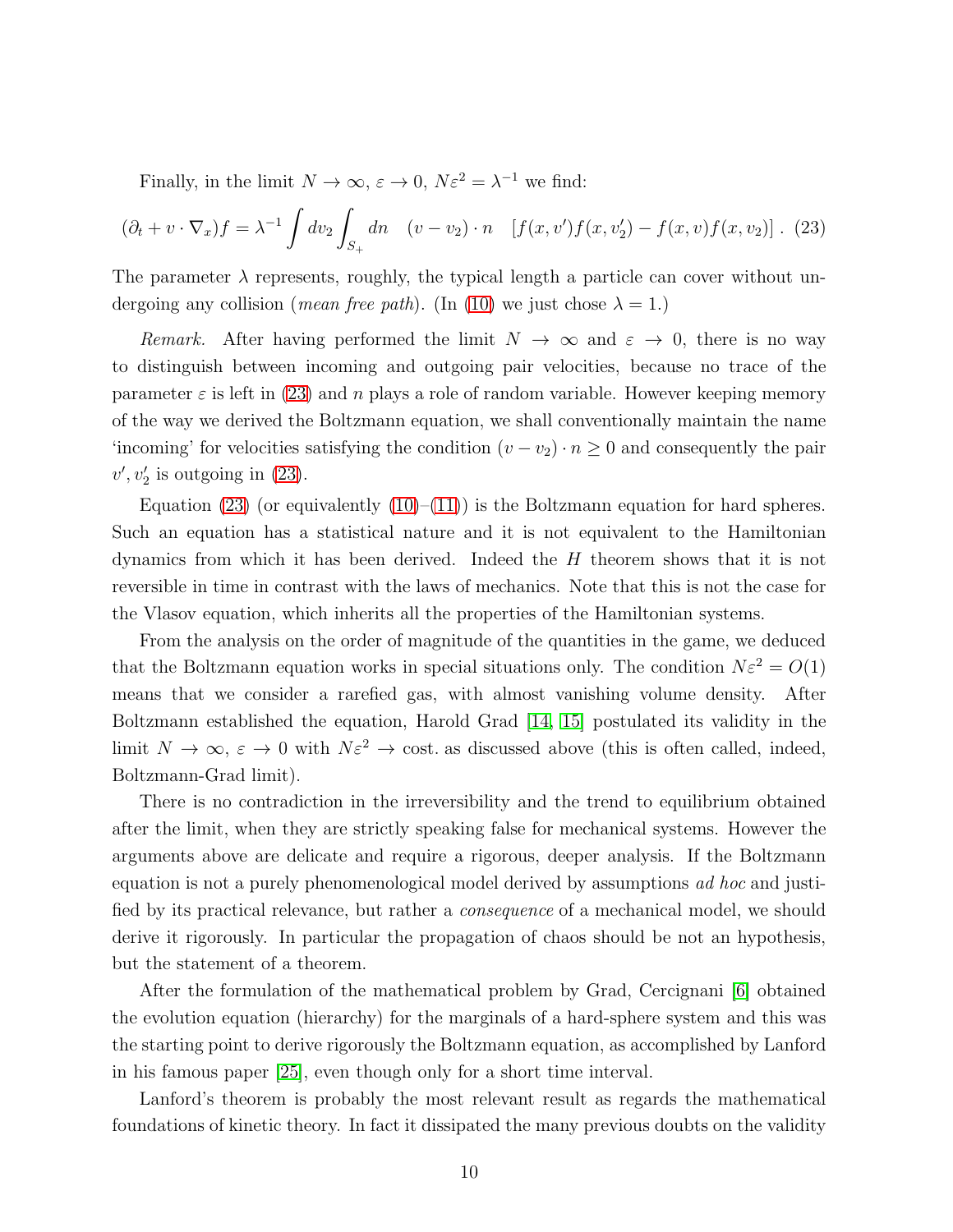Finally, in the limit $N \to \infty$, $\varepsilon \to 0$, $N\varepsilon^2 = \lambda^{-1}$ we find:

$$(\partial_t + v \cdot \nabla_x) f = \lambda^{-1} \int dv_2 \int_{S_+} dn \quad (v - v_2) \cdot n \quad [f(x, v')f(x, v_2') - f(x, v)f(x, v_2)] \; . \quad (23)$$

The parameter $\lambda$ represents, roughly, the typical length a particle can cover without undergoing any collision (*mean free path*). (In (10) we just chose $\lambda = 1$.)

*Remark.* After having performed the limit $N \to \infty$ and $\varepsilon \to 0$, there is no way to distinguish between incoming and outgoing pair velocities, because no trace of the parameter $\varepsilon$ is left in (23) and $n$ plays a role of random variable. However keeping memory of the way we derived the Boltzmann equation, we shall conventionally maintain the name 'incoming' for velocities satisfying the condition $(v - v_2) \cdot n \geq 0$ and consequently the pair $v', v_2'$ is outgoing in (23).

Equation (23) (or equivalently (10)–(11)) is the Boltzmann equation for hard spheres. Such an equation has a statistical nature and it is not equivalent to the Hamiltonian dynamics from which it has been derived. Indeed the $H$ theorem shows that it is not reversible in time in contrast with the laws of mechanics. Note that this is not the case for the Vlasov equation, which inherits all the properties of the Hamiltonian systems.

From the analysis on the order of magnitude of the quantities in the game, we deduced that the Boltzmann equation works in special situations only. The condition $N\varepsilon^2 = O(1)$ means that we consider a rarefied gas, with almost vanishing volume density. After Boltzmann established the equation, Harold Grad [14, 15] postulated its validity in the limit $N \to \infty$, $\varepsilon \to 0$ with $N\varepsilon^2 \to$ cost. as discussed above (this is often called, indeed, Boltzmann-Grad limit).

There is no contradiction in the irreversibility and the trend to equilibrium obtained after the limit, when they are strictly speaking false for mechanical systems. However the arguments above are delicate and require a rigorous, deeper analysis. If the Boltzmann equation is not a purely phenomenological model derived by assumptions *ad hoc* and justified by its practical relevance, but rather a *consequence* of a mechanical model, we should derive it rigorously. In particular the propagation of chaos should be not an hypothesis, but the statement of a theorem.

After the formulation of the mathematical problem by Grad, Cercignani [6] obtained the evolution equation (hierarchy) for the marginals of a hard-sphere system and this was the starting point to derive rigorously the Boltzmann equation, as accomplished by Lanford in his famous paper [25], even though only for a short time interval.

Lanford's theorem is probably the most relevant result as regards the mathematical foundations of kinetic theory. In fact it dissipated the many previous doubts on the validity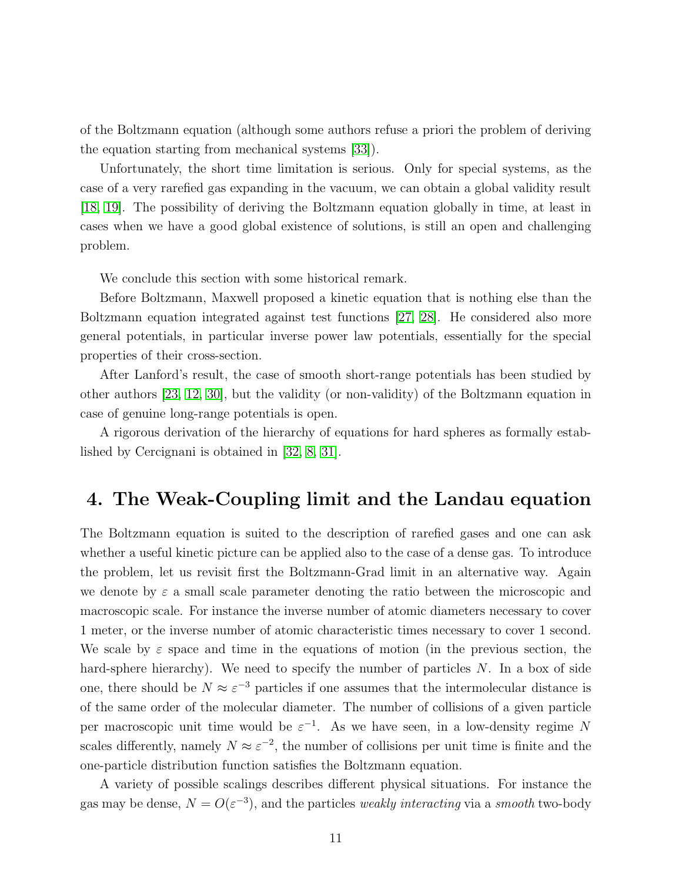of the Boltzmann equation (although some authors refuse a priori the problem of deriving the equation starting from mechanical systems [33]).

Unfortunately, the short time limitation is serious. Only for special systems, as the case of a very rarefied gas expanding in the vacuum, we can obtain a global validity result [18, 19]. The possibility of deriving the Boltzmann equation globally in time, at least in cases when we have a good global existence of solutions, is still an open and challenging problem.

We conclude this section with some historical remark.

Before Boltzmann, Maxwell proposed a kinetic equation that is nothing else than the Boltzmann equation integrated against test functions [27, 28]. He considered also more general potentials, in particular inverse power law potentials, essentially for the special properties of their cross-section.

After Lanford's result, the case of smooth short-range potentials has been studied by other authors [23, 12, 30], but the validity (or non-validity) of the Boltzmann equation in case of genuine long-range potentials is open.

A rigorous derivation of the hierarchy of equations for hard spheres as formally established by Cercignani is obtained in [32, 8, 31].

## 4. The Weak-Coupling limit and the Landau equation

The Boltzmann equation is suited to the description of rarefied gases and one can ask whether a useful kinetic picture can be applied also to the case of a dense gas. To introduce the problem, let us revisit first the Boltzmann-Grad limit in an alternative way. Again we denote by $\varepsilon$ a small scale parameter denoting the ratio between the microscopic and macroscopic scale. For instance the inverse number of atomic diameters necessary to cover 1 meter, or the inverse number of atomic characteristic times necessary to cover 1 second. We scale by $\varepsilon$ space and time in the equations of motion (in the previous section, the hard-sphere hierarchy). We need to specify the number of particles $N$. In a box of side one, there should be $N \approx \varepsilon^{-3}$ particles if one assumes that the intermolecular distance is of the same order of the molecular diameter. The number of collisions of a given particle per macroscopic unit time would be $\varepsilon^{-1}$. As we have seen, in a low-density regime $N$ scales differently, namely $N \approx \varepsilon^{-2}$, the number of collisions per unit time is finite and the one-particle distribution function satisfies the Boltzmann equation.

A variety of possible scalings describes different physical situations. For instance the gas may be dense, $N = O(\varepsilon^{-3})$, and the particles *weakly interacting* via a *smooth* two-body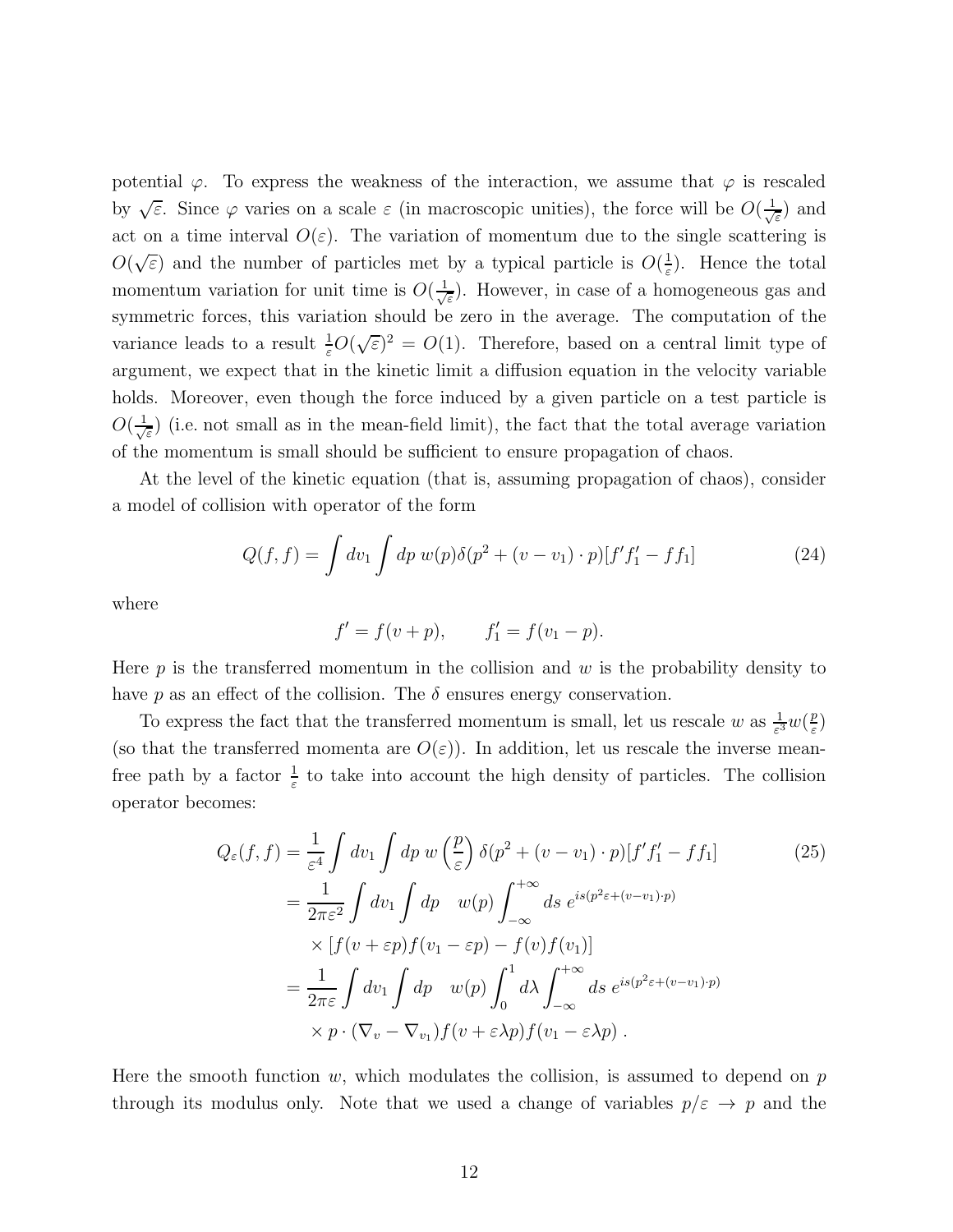potential $\varphi$. To express the weakness of the interaction, we assume that $\varphi$ is rescaled by $\sqrt{\varepsilon}$. Since $\varphi$ varies on a scale $\varepsilon$ (in macroscopic unities), the force will be $O(\frac{1}{\sqrt{\varepsilon}})$ and act on a time interval $O(\varepsilon)$. The variation of momentum due to the single scattering is $O(\sqrt{\varepsilon})$ and the number of particles met by a typical particle is $O(\frac{1}{\varepsilon})$. Hence the total momentum variation for unit time is $O(\frac{1}{\sqrt{\varepsilon}})$. However, in case of a homogeneous gas and symmetric forces, this variation should be zero in the average. The computation of the variance leads to a result $\frac{1}{\varepsilon}O(\sqrt{\varepsilon})^2 = O(1)$. Therefore, based on a central limit type of argument, we expect that in the kinetic limit a diffusion equation in the velocity variable holds. Moreover, even though the force induced by a given particle on a test particle is $O(\frac{1}{\sqrt{\varepsilon}})$ (i.e. not small as in the mean-field limit), the fact that the total average variation of the momentum is small should be sufficient to ensure propagation of chaos.

At the level of the kinetic equation (that is, assuming propagation of chaos), consider a model of collision with operator of the form

$$Q(f,f) = \int dv_1 \int dp \; w(p) \delta(p^2 + (v - v_1)\cdot p)[f' f_1' - f f_1] \tag{24}$$

where

$$f' = f(v+p), \qquad f_1' = f(v_1 - p).$$

Here $p$ is the transferred momentum in the collision and $w$ is the probability density to have $p$ as an effect of the collision. The $\delta$ ensures energy conservation.

To express the fact that the transferred momentum is small, let us rescale $w$ as $\frac{1}{\varepsilon^3} w(\frac{p}{\varepsilon})$ (so that the transferred momenta are $O(\varepsilon)$). In addition, let us rescale the inverse mean-free path by a factor $\frac{1}{\varepsilon}$ to take into account the high density of particles. The collision operator becomes:

$$\begin{aligned}
Q_\varepsilon(f,f) &= \frac{1}{\varepsilon^4} \int dv_1 \int dp \; w\left(\frac{p}{\varepsilon}\right) \delta(p^2 + (v - v_1)\cdot p)[f' f_1' - f f_1] \qquad (25)\\
&= \frac{1}{2\pi\varepsilon^2} \int dv_1 \int dp \quad w(p) \int_{-\infty}^{+\infty} ds \; e^{is(p^2\varepsilon + (v - v_1)\cdot p)} \\
&\quad \times [f(v + \varepsilon p) f(v_1 - \varepsilon p) - f(v) f(v_1)] \\
&= \frac{1}{2\pi\varepsilon} \int dv_1 \int dp \quad w(p) \int_0^1 d\lambda \int_{-\infty}^{+\infty} ds \; e^{is(p^2\varepsilon + (v - v_1)\cdot p)} \\
&\quad \times p \cdot (\nabla_v - \nabla_{v_1}) f(v + \varepsilon\lambda p) f(v_1 - \varepsilon\lambda p) \,.
\end{aligned}$$

Here the smooth function $w$, which modulates the collision, is assumed to depend on $p$ through its modulus only. Note that we used a change of variables $p/\varepsilon \to p$ and the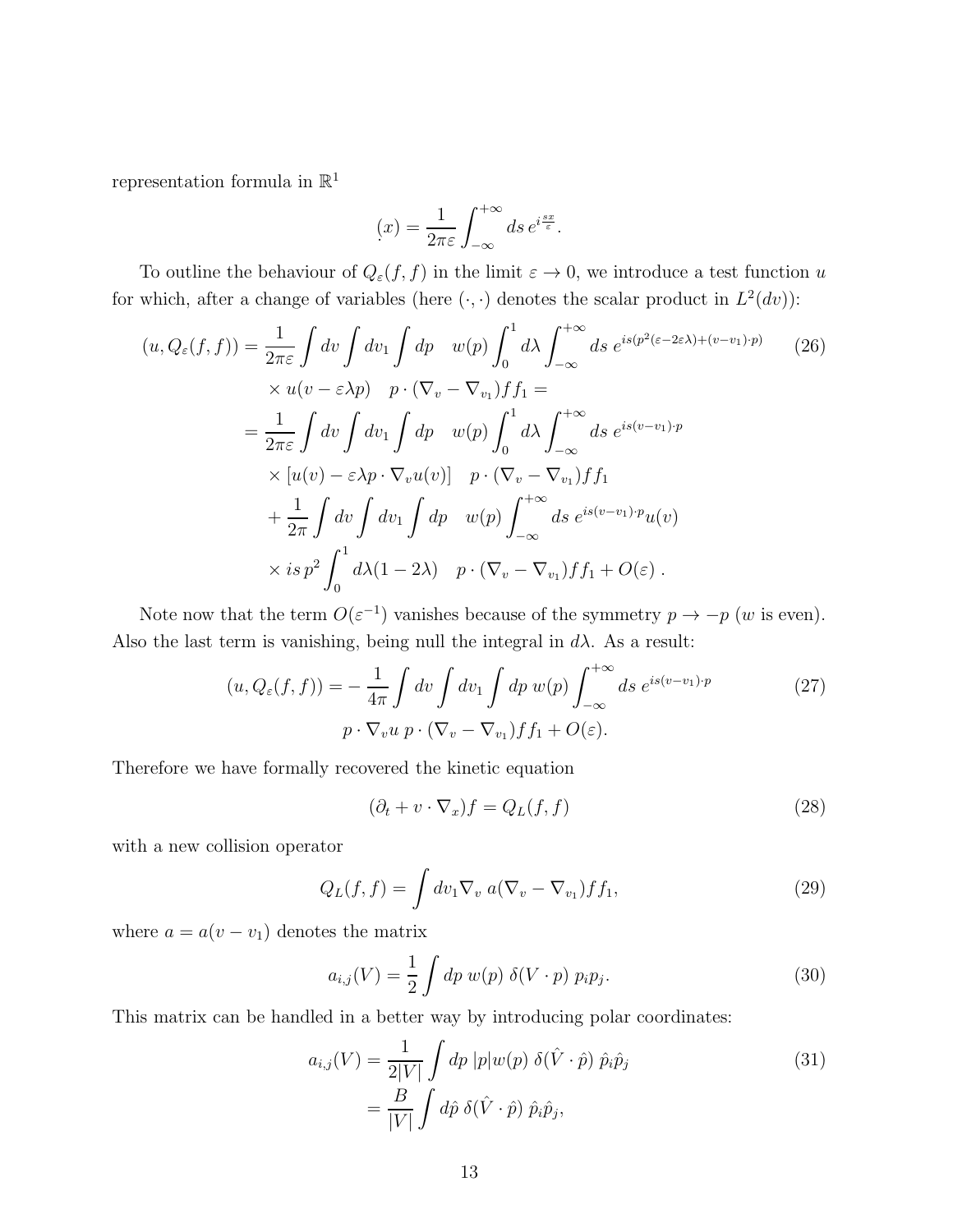representation formula in $\mathbb{R}^1$

$$
\underset{\cdot}{(}x) = \frac{1}{2\pi\varepsilon}\int_{-\infty}^{+\infty} ds\, e^{i\frac{sx}{\varepsilon}}.
$$

To outline the behaviour of $Q_\varepsilon(f,f)$ in the limit $\varepsilon \to 0$, we introduce a test function $u$ for which, after a change of variables (here $(\cdot,\cdot)$ denotes the scalar product in $L^2(dv)$):

$$
\begin{aligned}
(u, Q_\varepsilon(f,f)) &= \frac{1}{2\pi\varepsilon}\int dv \int dv_1 \int dp \quad w(p)\int_0^1 d\lambda \int_{-\infty}^{+\infty} ds\ e^{is(p^2(\varepsilon-2\varepsilon\lambda)+(v-v_1)\cdot p)} \\
&\quad \times u(v-\varepsilon\lambda p) \quad p\cdot(\nabla_v - \nabla_{v_1}) f f_1 = \\
&= \frac{1}{2\pi\varepsilon}\int dv \int dv_1 \int dp \quad w(p)\int_0^1 d\lambda \int_{-\infty}^{+\infty} ds\ e^{is(v-v_1)\cdot p} \\
&\quad \times [u(v) - \varepsilon\lambda p\cdot\nabla_v u(v)] \quad p\cdot(\nabla_v - \nabla_{v_1}) f f_1 \\
&\quad + \frac{1}{2\pi}\int dv \int dv_1 \int dp \quad w(p)\int_{-\infty}^{+\infty} ds\ e^{is(v-v_1)\cdot p} u(v) \\
&\quad \times is\, p^2 \int_0^1 d\lambda(1-2\lambda) \quad p\cdot(\nabla_v - \nabla_{v_1}) f f_1 + O(\varepsilon)\ .
\end{aligned}
\tag{26}
$$

Note now that the term $O(\varepsilon^{-1})$ vanishes because of the symmetry $p \to -p$ ($w$ is even). Also the last term is vanishing, being null the integral in $d\lambda$. As a result:

$$
\begin{aligned}
(u, Q_\varepsilon(f,f)) = &-\frac{1}{4\pi}\int dv \int dv_1 \int dp\, w(p)\int_{-\infty}^{+\infty} ds\ e^{is(v-v_1)\cdot p} \\
&p\cdot\nabla_v u\ p\cdot(\nabla_v - \nabla_{v_1}) f f_1 + O(\varepsilon).
\end{aligned}
\tag{27}
$$

Therefore we have formally recovered the kinetic equation

$$
(\partial_t + v\cdot\nabla_x) f = Q_L(f,f)
\tag{28}
$$

with a new collision operator

$$
Q_L(f,f) = \int dv_1 \nabla_v\, a(\nabla_v - \nabla_{v_1}) f f_1,
\tag{29}
$$

where $a = a(v - v_1)$ denotes the matrix

$$
a_{i,j}(V) = \frac{1}{2}\int dp\ w(p)\ \delta(V\cdot p)\ p_i p_j.
\tag{30}
$$

This matrix can be handled in a better way by introducing polar coordinates:

$$
\begin{aligned}
a_{i,j}(V) &= \frac{1}{2|V|}\int dp\ |p| w(p)\ \delta(\hat{V}\cdot\hat{p})\ \hat{p}_i\hat{p}_j \\
&= \frac{B}{|V|}\int d\hat{p}\ \delta(\hat{V}\cdot\hat{p})\ \hat{p}_i\hat{p}_j,
\end{aligned}
\tag{31}
$$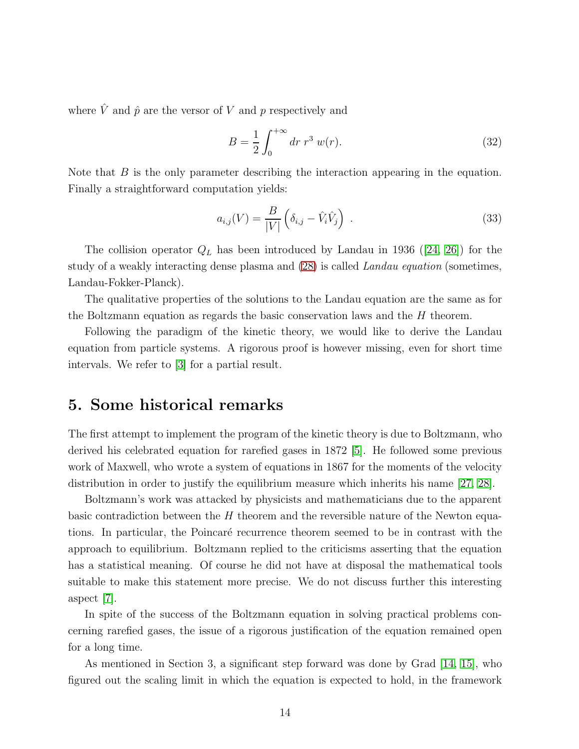where $\hat{V}$ and $\hat{p}$ are the versor of $V$ and $p$ respectively and

$$B = \frac{1}{2} \int_0^{+\infty} dr \, r^3 \, w(r). \tag{32}$$

Note that $B$ is the only parameter describing the interaction appearing in the equation. Finally a straightforward computation yields:

$$a_{i,j}(V) = \frac{B}{|V|} \left( \delta_{i,j} - \hat{V}_i \hat{V}_j \right) \,. \tag{33}$$

The collision operator $Q_L$ has been introduced by Landau in 1936 ([24, 26]) for the study of a weakly interacting dense plasma and (28) is called *Landau equation* (sometimes, Landau-Fokker-Planck).

The qualitative properties of the solutions to the Landau equation are the same as for the Boltzmann equation as regards the basic conservation laws and the $H$ theorem.

Following the paradigm of the kinetic theory, we would like to derive the Landau equation from particle systems. A rigorous proof is however missing, even for short time intervals. We refer to [3] for a partial result.

## 5. Some historical remarks

The first attempt to implement the program of the kinetic theory is due to Boltzmann, who derived his celebrated equation for rarefied gases in 1872 [5]. He followed some previous work of Maxwell, who wrote a system of equations in 1867 for the moments of the velocity distribution in order to justify the equilibrium measure which inherits his name [27, 28].

Boltzmann's work was attacked by physicists and mathematicians due to the apparent basic contradiction between the $H$ theorem and the reversible nature of the Newton equations. In particular, the Poincaré recurrence theorem seemed to be in contrast with the approach to equilibrium. Boltzmann replied to the criticisms asserting that the equation has a statistical meaning. Of course he did not have at disposal the mathematical tools suitable to make this statement more precise. We do not discuss further this interesting aspect [7].

In spite of the success of the Boltzmann equation in solving practical problems concerning rarefied gases, the issue of a rigorous justification of the equation remained open for a long time.

As mentioned in Section 3, a significant step forward was done by Grad [14, 15], who figured out the scaling limit in which the equation is expected to hold, in the framework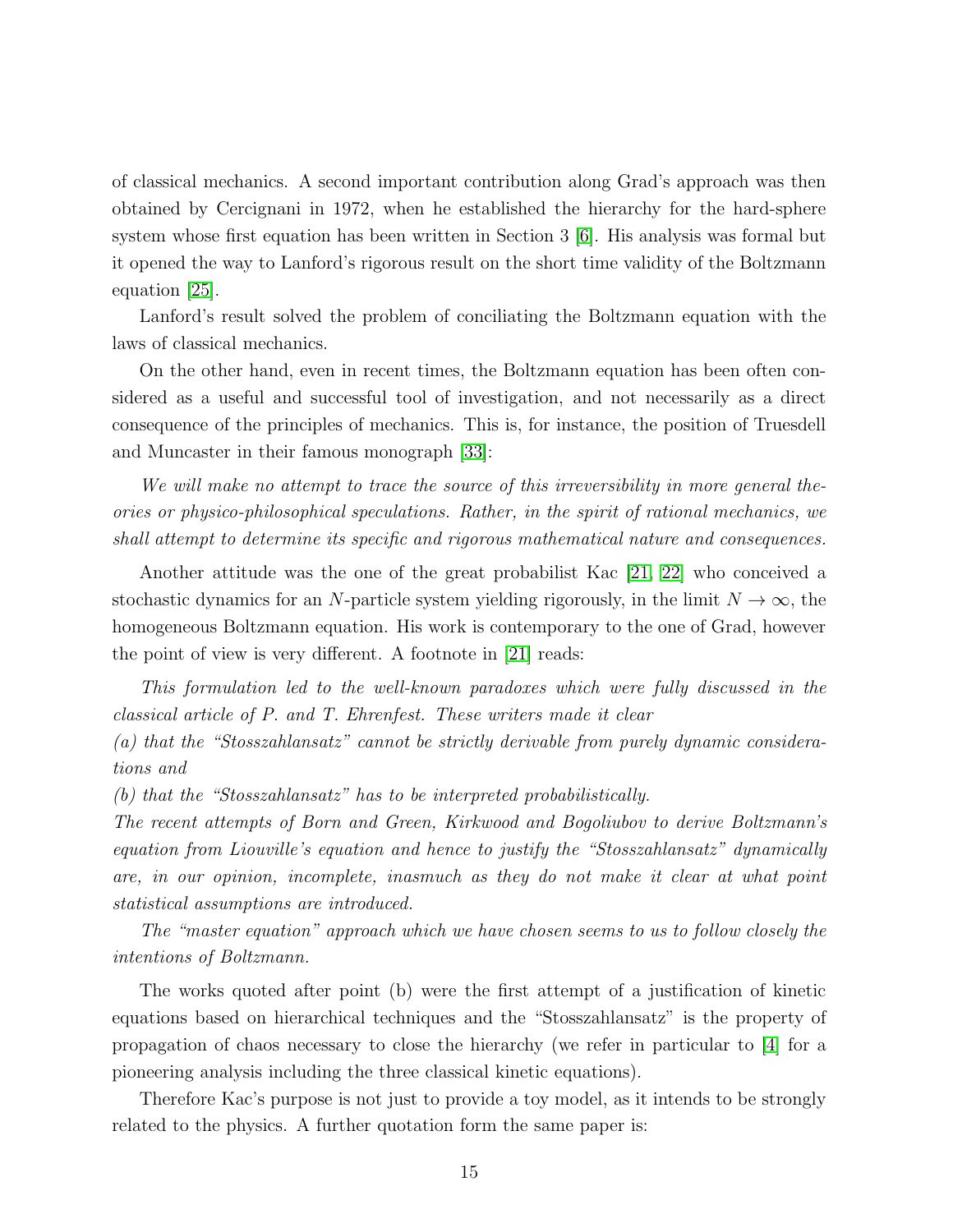of classical mechanics. A second important contribution along Grad's approach was then obtained by Cercignani in 1972, when he established the hierarchy for the hard-sphere system whose first equation has been written in Section 3 [6]. His analysis was formal but it opened the way to Lanford's rigorous result on the short time validity of the Boltzmann equation [25].

Lanford's result solved the problem of conciliating the Boltzmann equation with the laws of classical mechanics.

On the other hand, even in recent times, the Boltzmann equation has been often considered as a useful and successful tool of investigation, and not necessarily as a direct consequence of the principles of mechanics. This is, for instance, the position of Truesdell and Muncaster in their famous monograph [33]:

*We will make no attempt to trace the source of this irreversibility in more general theories or physico-philosophical speculations. Rather, in the spirit of rational mechanics, we shall attempt to determine its specific and rigorous mathematical nature and consequences.*

Another attitude was the one of the great probabilist Kac [21, 22] who conceived a stochastic dynamics for an $N$-particle system yielding rigorously, in the limit $N \to \infty$, the homogeneous Boltzmann equation. His work is contemporary to the one of Grad, however the point of view is very different. A footnote in [21] reads:

*This formulation led to the well-known paradoxes which were fully discussed in the classical article of P. and T. Ehrenfest. These writers made it clear*
*(a) that the "Stosszahlansatz" cannot be strictly derivable from purely dynamic considerations and*
*(b) that the "Stosszahlansatz" has to be interpreted probabilistically.*
*The recent attempts of Born and Green, Kirkwood and Bogoliubov to derive Boltzmann's equation from Liouville's equation and hence to justify the "Stosszahlansatz" dynamically are, in our opinion, incomplete, inasmuch as they do not make it clear at what point statistical assumptions are introduced.*

*The "master equation" approach which we have chosen seems to us to follow closely the intentions of Boltzmann.*

The works quoted after point (b) were the first attempt of a justification of kinetic equations based on hierarchical techniques and the "Stosszahlansatz" is the property of propagation of chaos necessary to close the hierarchy (we refer in particular to [4] for a pioneering analysis including the three classical kinetic equations).

Therefore Kac's purpose is not just to provide a toy model, as it intends to be strongly related to the physics. A further quotation form the same paper is: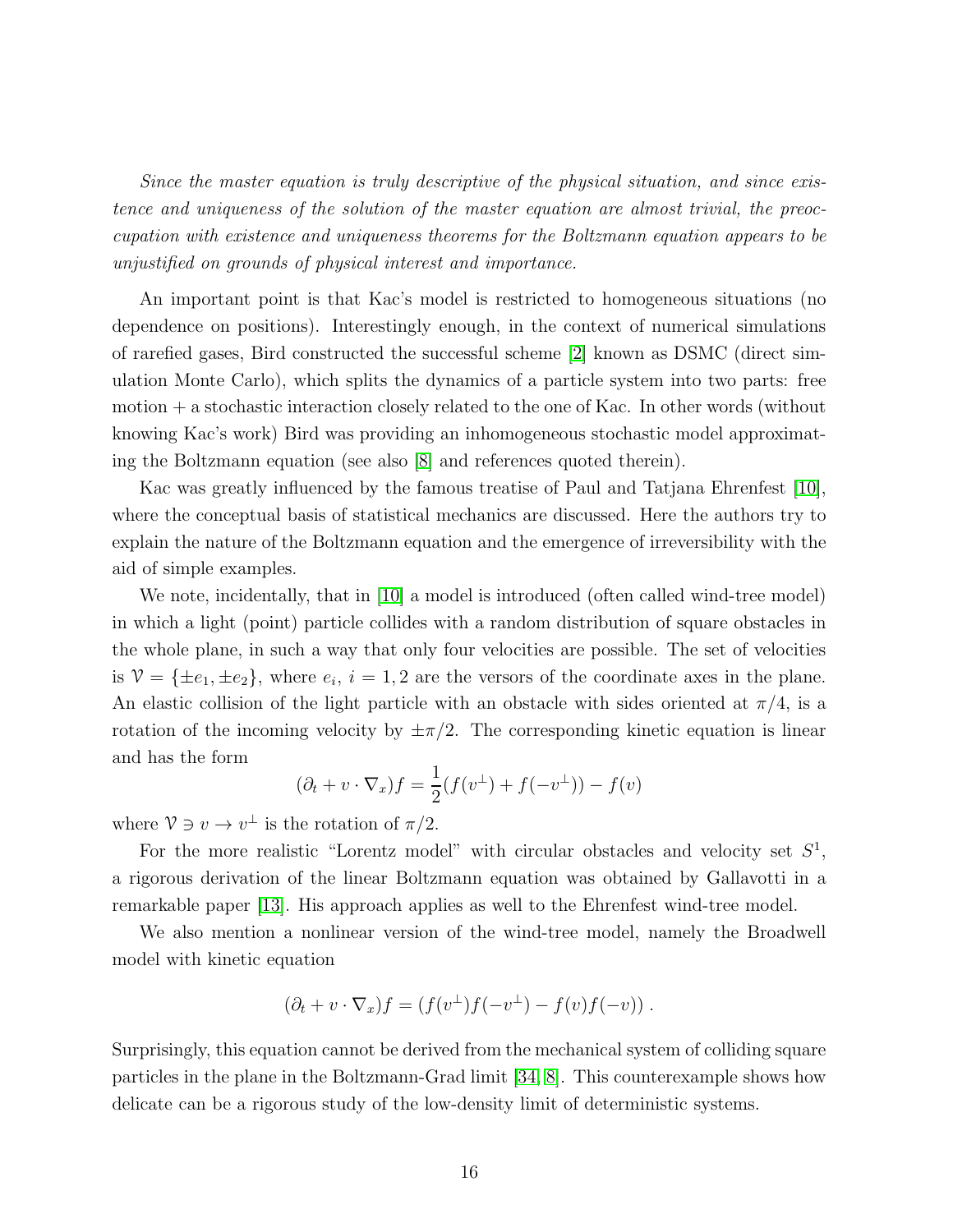*Since the master equation is truly descriptive of the physical situation, and since existence and uniqueness of the solution of the master equation are almost trivial, the preoccupation with existence and uniqueness theorems for the Boltzmann equation appears to be unjustified on grounds of physical interest and importance.*

An important point is that Kac's model is restricted to homogeneous situations (no dependence on positions). Interestingly enough, in the context of numerical simulations of rarefied gases, Bird constructed the successful scheme [2] known as DSMC (direct simulation Monte Carlo), which splits the dynamics of a particle system into two parts: free motion + a stochastic interaction closely related to the one of Kac. In other words (without knowing Kac's work) Bird was providing an inhomogeneous stochastic model approximating the Boltzmann equation (see also [8] and references quoted therein).

Kac was greatly influenced by the famous treatise of Paul and Tatjana Ehrenfest [10], where the conceptual basis of statistical mechanics are discussed. Here the authors try to explain the nature of the Boltzmann equation and the emergence of irreversibility with the aid of simple examples.

We note, incidentally, that in [10] a model is introduced (often called wind-tree model) in which a light (point) particle collides with a random distribution of square obstacles in the whole plane, in such a way that only four velocities are possible. The set of velocities is $\mathcal{V} = \{\pm e_1, \pm e_2\}$, where $e_i$, $i = 1, 2$ are the versors of the coordinate axes in the plane. An elastic collision of the light particle with an obstacle with sides oriented at $\pi/4$, is a rotation of the incoming velocity by $\pm\pi/2$. The corresponding kinetic equation is linear and has the form

$$(\partial_t + v \cdot \nabla_x) f = \frac{1}{2}(f(v^\perp) + f(-v^\perp)) - f(v)$$

where $\mathcal{V} \ni v \to v^\perp$ is the rotation of $\pi/2$.

For the more realistic "Lorentz model" with circular obstacles and velocity set $S^1$, a rigorous derivation of the linear Boltzmann equation was obtained by Gallavotti in a remarkable paper [13]. His approach applies as well to the Ehrenfest wind-tree model.

We also mention a nonlinear version of the wind-tree model, namely the Broadwell model with kinetic equation

$$(\partial_t + v \cdot \nabla_x) f = (f(v^\perp) f(-v^\perp) - f(v) f(-v)) \, .$$

Surprisingly, this equation cannot be derived from the mechanical system of colliding square particles in the plane in the Boltzmann-Grad limit [34, 8]. This counterexample shows how delicate can be a rigorous study of the low-density limit of deterministic systems.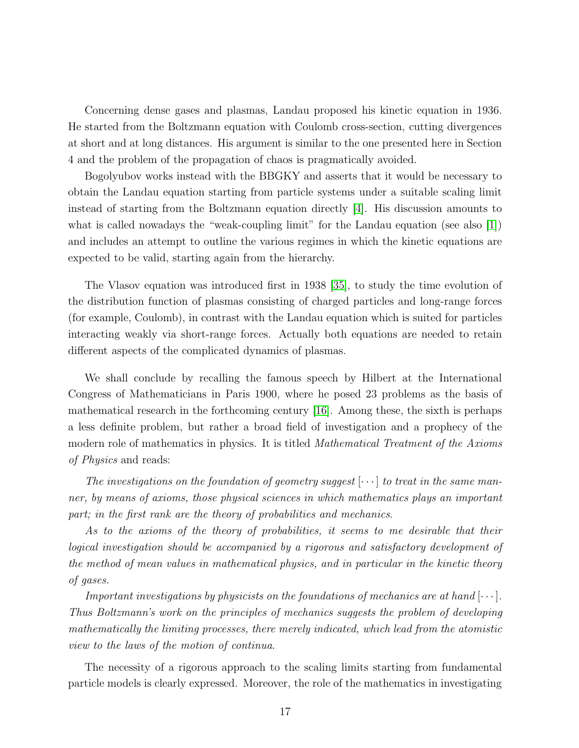Concerning dense gases and plasmas, Landau proposed his kinetic equation in 1936. He started from the Boltzmann equation with Coulomb cross-section, cutting divergences at short and at long distances. His argument is similar to the one presented here in Section 4 and the problem of the propagation of chaos is pragmatically avoided.

Bogolyubov works instead with the BBGKY and asserts that it would be necessary to obtain the Landau equation starting from particle systems under a suitable scaling limit instead of starting from the Boltzmann equation directly [4]. His discussion amounts to what is called nowadays the "weak-coupling limit" for the Landau equation (see also [1]) and includes an attempt to outline the various regimes in which the kinetic equations are expected to be valid, starting again from the hierarchy.

The Vlasov equation was introduced first in 1938 [35], to study the time evolution of the distribution function of plasmas consisting of charged particles and long-range forces (for example, Coulomb), in contrast with the Landau equation which is suited for particles interacting weakly via short-range forces. Actually both equations are needed to retain different aspects of the complicated dynamics of plasmas.

We shall conclude by recalling the famous speech by Hilbert at the International Congress of Mathematicians in Paris 1900, where he posed 23 problems as the basis of mathematical research in the forthcoming century [16]. Among these, the sixth is perhaps a less definite problem, but rather a broad field of investigation and a prophecy of the modern role of mathematics in physics. It is titled *Mathematical Treatment of the Axioms of Physics* and reads:

*The investigations on the foundation of geometry suggest* $[\cdots]$ *to treat in the same manner, by means of axioms, those physical sciences in which mathematics plays an important part; in the first rank are the theory of probabilities and mechanics.*

*As to the axioms of the theory of probabilities, it seems to me desirable that their logical investigation should be accompanied by a rigorous and satisfactory development of the method of mean values in mathematical physics, and in particular in the kinetic theory of gases.*

*Important investigations by physicists on the foundations of mechanics are at hand* $[\cdots]$*. Thus Boltzmann's work on the principles of mechanics suggests the problem of developing mathematically the limiting processes, there merely indicated, which lead from the atomistic view to the laws of the motion of continua.*

The necessity of a rigorous approach to the scaling limits starting from fundamental particle models is clearly expressed. Moreover, the role of the mathematics in investigating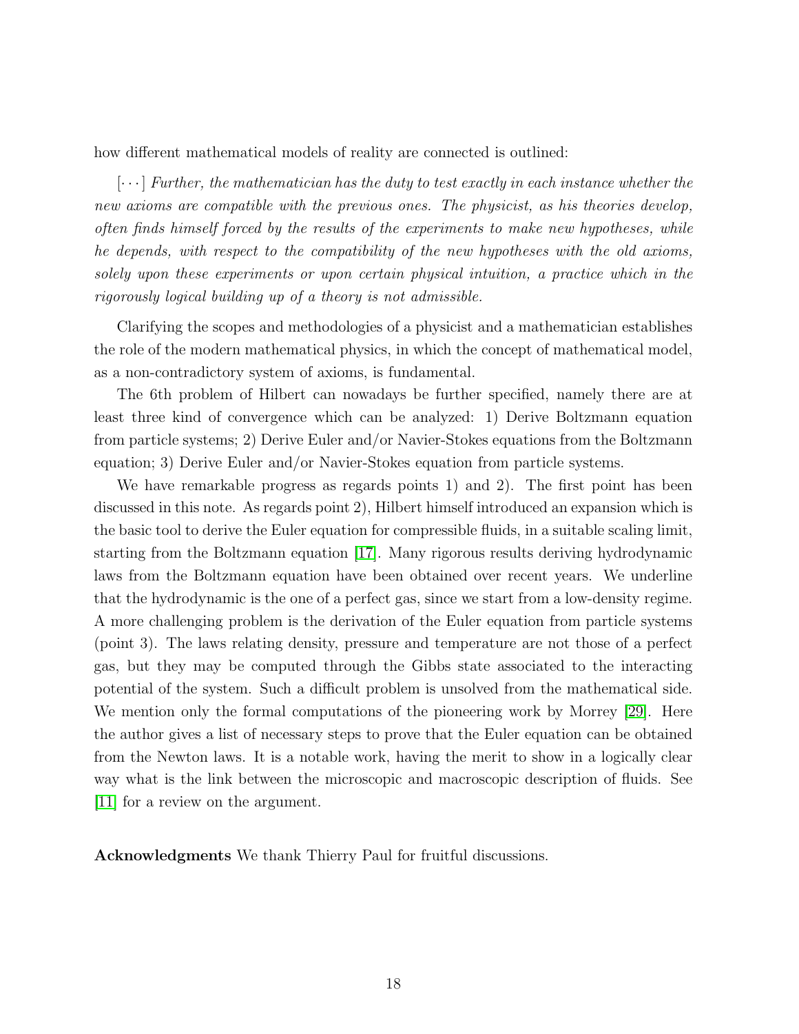how different mathematical models of reality are connected is outlined:

[···] *Further, the mathematician has the duty to test exactly in each instance whether the new axioms are compatible with the previous ones. The physicist, as his theories develop, often finds himself forced by the results of the experiments to make new hypotheses, while he depends, with respect to the compatibility of the new hypotheses with the old axioms, solely upon these experiments or upon certain physical intuition, a practice which in the rigorously logical building up of a theory is not admissible.*

Clarifying the scopes and methodologies of a physicist and a mathematician establishes the role of the modern mathematical physics, in which the concept of mathematical model, as a non-contradictory system of axioms, is fundamental.

The 6th problem of Hilbert can nowadays be further specified, namely there are at least three kind of convergence which can be analyzed: 1) Derive Boltzmann equation from particle systems; 2) Derive Euler and/or Navier-Stokes equations from the Boltzmann equation; 3) Derive Euler and/or Navier-Stokes equation from particle systems.

We have remarkable progress as regards points 1) and 2). The first point has been discussed in this note. As regards point 2), Hilbert himself introduced an expansion which is the basic tool to derive the Euler equation for compressible fluids, in a suitable scaling limit, starting from the Boltzmann equation [17]. Many rigorous results deriving hydrodynamic laws from the Boltzmann equation have been obtained over recent years. We underline that the hydrodynamic is the one of a perfect gas, since we start from a low-density regime. A more challenging problem is the derivation of the Euler equation from particle systems (point 3). The laws relating density, pressure and temperature are not those of a perfect gas, but they may be computed through the Gibbs state associated to the interacting potential of the system. Such a difficult problem is unsolved from the mathematical side. We mention only the formal computations of the pioneering work by Morrey [29]. Here the author gives a list of necessary steps to prove that the Euler equation can be obtained from the Newton laws. It is a notable work, having the merit to show in a logically clear way what is the link between the microscopic and macroscopic description of fluids. See [11] for a review on the argument.

**Acknowledgments** We thank Thierry Paul for fruitful discussions.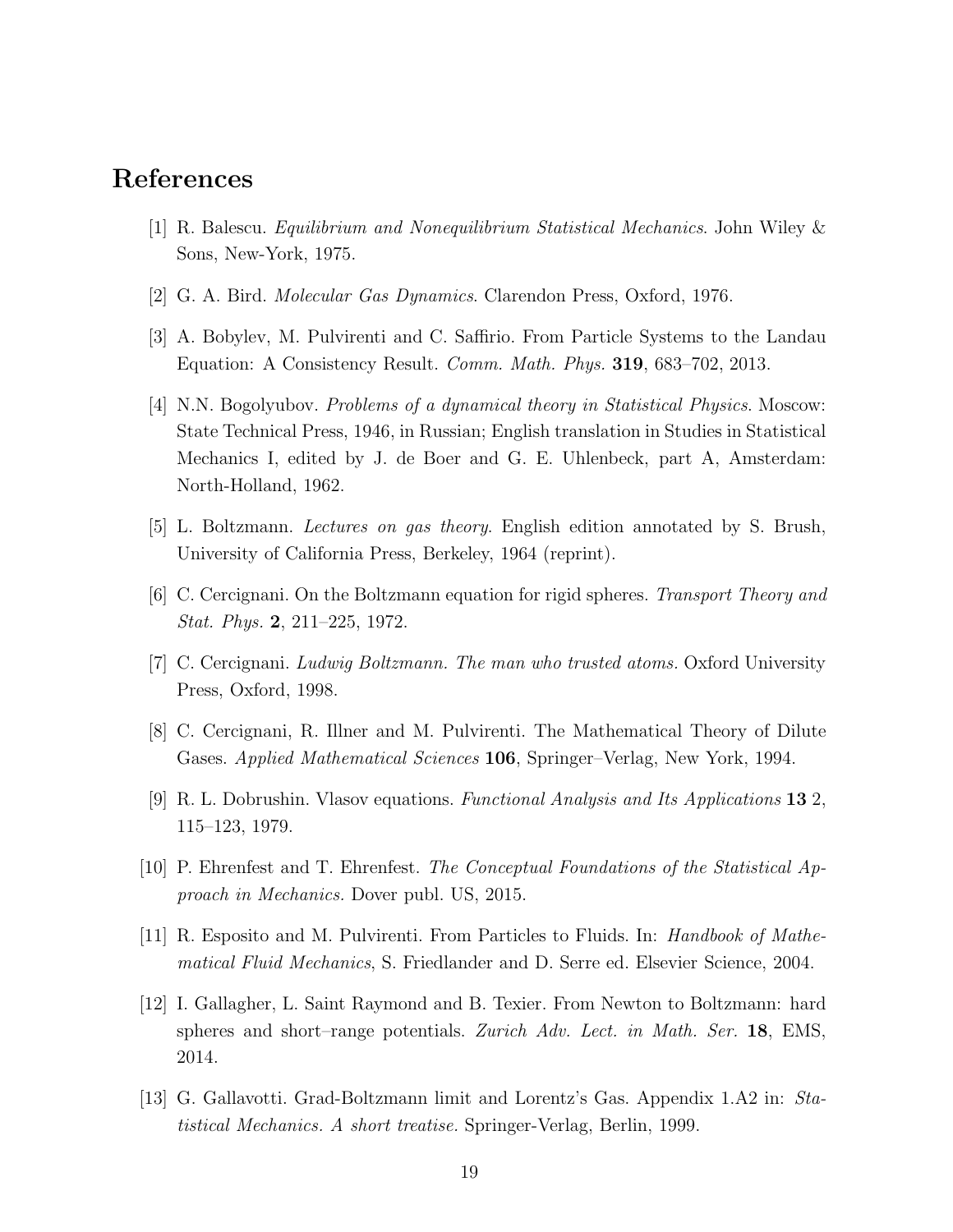## References

[1] R. Balescu. *Equilibrium and Nonequilibrium Statistical Mechanics*. John Wiley & Sons, New-York, 1975.

[2] G. A. Bird. *Molecular Gas Dynamics*. Clarendon Press, Oxford, 1976.

[3] A. Bobylev, M. Pulvirenti and C. Saffirio. From Particle Systems to the Landau Equation: A Consistency Result. *Comm. Math. Phys.* **319**, 683–702, 2013.

[4] N.N. Bogolyubov. *Problems of a dynamical theory in Statistical Physics*. Moscow: State Technical Press, 1946, in Russian; English translation in Studies in Statistical Mechanics I, edited by J. de Boer and G. E. Uhlenbeck, part A, Amsterdam: North-Holland, 1962.

[5] L. Boltzmann. *Lectures on gas theory*. English edition annotated by S. Brush, University of California Press, Berkeley, 1964 (reprint).

[6] C. Cercignani. On the Boltzmann equation for rigid spheres. *Transport Theory and Stat. Phys.* **2**, 211–225, 1972.

[7] C. Cercignani. *Ludwig Boltzmann. The man who trusted atoms.* Oxford University Press, Oxford, 1998.

[8] C. Cercignani, R. Illner and M. Pulvirenti. The Mathematical Theory of Dilute Gases. *Applied Mathematical Sciences* **106**, Springer–Verlag, New York, 1994.

[9] R. L. Dobrushin. Vlasov equations. *Functional Analysis and Its Applications* **13** 2, 115–123, 1979.

[10] P. Ehrenfest and T. Ehrenfest. *The Conceptual Foundations of the Statistical Approach in Mechanics.* Dover publ. US, 2015.

[11] R. Esposito and M. Pulvirenti. From Particles to Fluids. In: *Handbook of Mathematical Fluid Mechanics*, S. Friedlander and D. Serre ed. Elsevier Science, 2004.

[12] I. Gallagher, L. Saint Raymond and B. Texier. From Newton to Boltzmann: hard spheres and short–range potentials. *Zurich Adv. Lect. in Math. Ser.* **18**, EMS, 2014.

[13] G. Gallavotti. Grad-Boltzmann limit and Lorentz's Gas. Appendix 1.A2 in: *Statistical Mechanics. A short treatise.* Springer-Verlag, Berlin, 1999.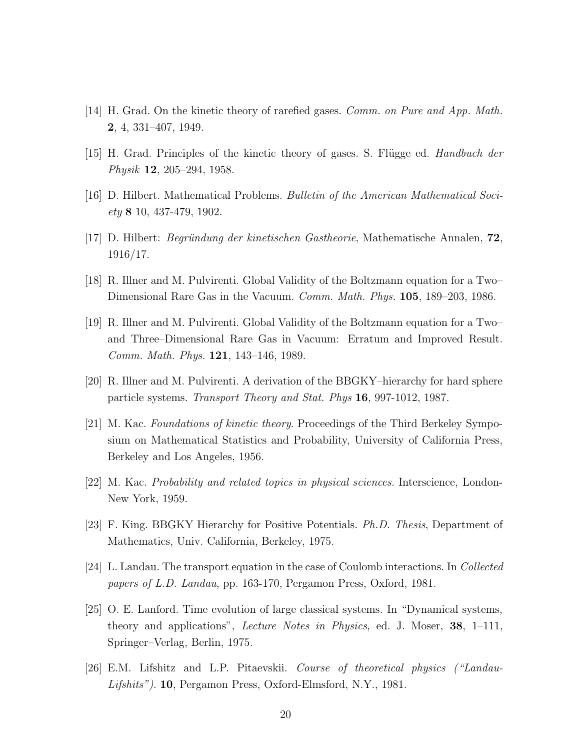[14] H. Grad. On the kinetic theory of rarefied gases. *Comm. on Pure and App. Math.* **2**, 4, 331–407, 1949.

[15] H. Grad. Principles of the kinetic theory of gases. S. Flügge ed. *Handbuch der Physik* **12**, 205–294, 1958.

[16] D. Hilbert. Mathematical Problems. *Bulletin of the American Mathematical Society* **8** 10, 437-479, 1902.

[17] D. Hilbert: *Begründung der kinetischen Gastheorie*, Mathematische Annalen, **72**, 1916/17.

[18] R. Illner and M. Pulvirenti. Global Validity of the Boltzmann equation for a Two–Dimensional Rare Gas in the Vacuum. *Comm. Math. Phys.* **105**, 189–203, 1986.

[19] R. Illner and M. Pulvirenti. Global Validity of the Boltzmann equation for a Two– and Three–Dimensional Rare Gas in Vacuum: Erratum and Improved Result. *Comm. Math. Phys.* **121**, 143–146, 1989.

[20] R. Illner and M. Pulvirenti. A derivation of the BBGKY–hierarchy for hard sphere particle systems. *Transport Theory and Stat. Phys* **16**, 997-1012, 1987.

[21] M. Kac. *Foundations of kinetic theory*. Proceedings of the Third Berkeley Symposium on Mathematical Statistics and Probability, University of California Press, Berkeley and Los Angeles, 1956.

[22] M. Kac. *Probability and related topics in physical sciences*. Interscience, London-New York, 1959.

[23] F. King. BBGKY Hierarchy for Positive Potentials. *Ph.D. Thesis*, Department of Mathematics, Univ. California, Berkeley, 1975.

[24] L. Landau. The transport equation in the case of Coulomb interactions. In *Collected papers of L.D. Landau*, pp. 163-170, Pergamon Press, Oxford, 1981.

[25] O. E. Lanford. Time evolution of large classical systems. In "Dynamical systems, theory and applications", *Lecture Notes in Physics*, ed. J. Moser, **38**, 1–111, Springer–Verlag, Berlin, 1975.

[26] E.M. Lifshitz and L.P. Pitaevskii. *Course of theoretical physics ("Landau-Lifshits")*. **10**, Pergamon Press, Oxford-Elmsford, N.Y., 1981.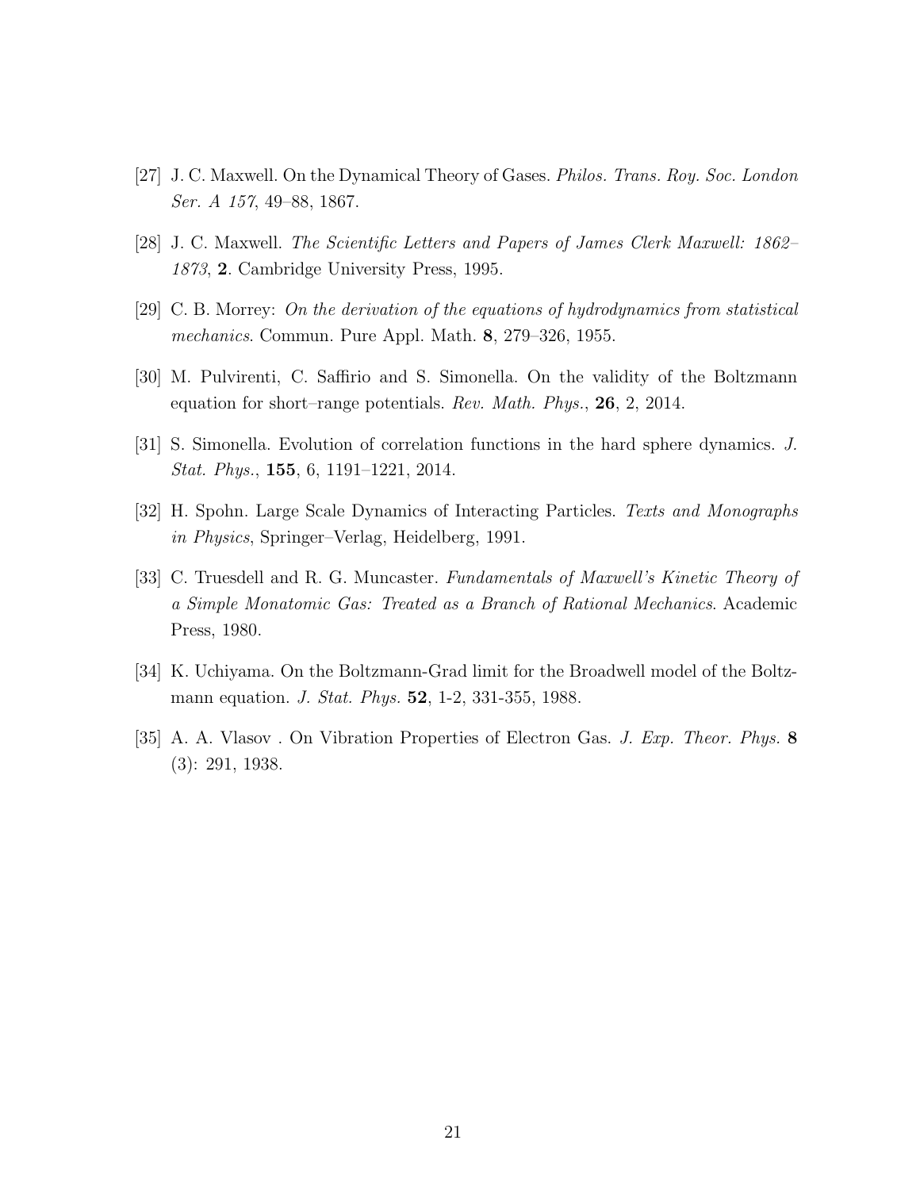[27] J. C. Maxwell. On the Dynamical Theory of Gases. *Philos. Trans. Roy. Soc. London Ser. A 157*, 49–88, 1867.

[28] J. C. Maxwell. *The Scientific Letters and Papers of James Clerk Maxwell: 1862–1873*, **2**. Cambridge University Press, 1995.

[29] C. B. Morrey: *On the derivation of the equations of hydrodynamics from statistical mechanics*. Commun. Pure Appl. Math. **8**, 279–326, 1955.

[30] M. Pulvirenti, C. Saffirio and S. Simonella. On the validity of the Boltzmann equation for short–range potentials. *Rev. Math. Phys.*, **26**, 2, 2014.

[31] S. Simonella. Evolution of correlation functions in the hard sphere dynamics. *J. Stat. Phys.*, **155**, 6, 1191–1221, 2014.

[32] H. Spohn. Large Scale Dynamics of Interacting Particles. *Texts and Monographs in Physics*, Springer–Verlag, Heidelberg, 1991.

[33] C. Truesdell and R. G. Muncaster. *Fundamentals of Maxwell's Kinetic Theory of a Simple Monatomic Gas: Treated as a Branch of Rational Mechanics*. Academic Press, 1980.

[34] K. Uchiyama. On the Boltzmann-Grad limit for the Broadwell model of the Boltzmann equation. *J. Stat. Phys.* **52**, 1-2, 331-355, 1988.

[35] A. A. Vlasov . On Vibration Properties of Electron Gas. *J. Exp. Theor. Phys.* **8** (3): 291, 1938.